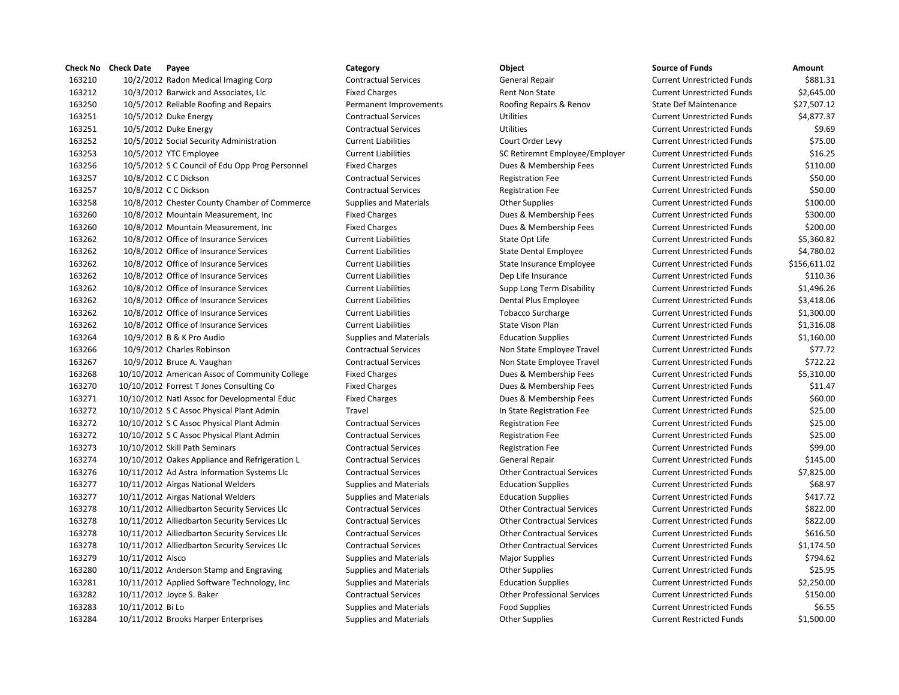| Check No | Check Date | Payee | Category | Object | Source of Funds | Amount |
|---|---|---|---|---|---|---|
| 163210 | 10/2/2012 | Radon Medical Imaging Corp | Contractual Services | General Repair | Current Unrestricted Funds | $881.31 |
| 163212 | 10/3/2012 | Barwick and Associates, Llc | Fixed Charges | Rent Non State | Current Unrestricted Funds | $2,645.00 |
| 163250 | 10/5/2012 | Reliable Roofing and Repairs | Permanent Improvements | Roofing Repairs & Renov | State Def Maintenance | $27,507.12 |
| 163251 | 10/5/2012 | Duke Energy | Contractual Services | Utilities | Current Unrestricted Funds | $4,877.37 |
| 163251 | 10/5/2012 | Duke Energy | Contractual Services | Utilities | Current Unrestricted Funds | $9.69 |
| 163252 | 10/5/2012 | Social Security Administration | Current Liabilities | Court Order Levy | Current Unrestricted Funds | $75.00 |
| 163253 | 10/5/2012 | YTC Employee | Current Liabilities | SC Retiremnt Employee/Employer | Current Unrestricted Funds | $16.25 |
| 163256 | 10/5/2012 | S C Council of Edu Opp Prog Personnel | Fixed Charges | Dues & Membership Fees | Current Unrestricted Funds | $110.00 |
| 163257 | 10/8/2012 | C C Dickson | Contractual Services | Registration Fee | Current Unrestricted Funds | $50.00 |
| 163257 | 10/8/2012 | C C Dickson | Contractual Services | Registration Fee | Current Unrestricted Funds | $50.00 |
| 163258 | 10/8/2012 | Chester County Chamber of Commerce | Supplies and Materials | Other Supplies | Current Unrestricted Funds | $100.00 |
| 163260 | 10/8/2012 | Mountain Measurement, Inc | Fixed Charges | Dues & Membership Fees | Current Unrestricted Funds | $300.00 |
| 163260 | 10/8/2012 | Mountain Measurement, Inc | Fixed Charges | Dues & Membership Fees | Current Unrestricted Funds | $200.00 |
| 163262 | 10/8/2012 | Office of Insurance Services | Current Liabilities | State Opt Life | Current Unrestricted Funds | $5,360.82 |
| 163262 | 10/8/2012 | Office of Insurance Services | Current Liabilities | State Dental Employee | Current Unrestricted Funds | $4,780.02 |
| 163262 | 10/8/2012 | Office of Insurance Services | Current Liabilities | State Insurance Employee | Current Unrestricted Funds | $156,611.02 |
| 163262 | 10/8/2012 | Office of Insurance Services | Current Liabilities | Dep Life Insurance | Current Unrestricted Funds | $110.36 |
| 163262 | 10/8/2012 | Office of Insurance Services | Current Liabilities | Supp Long Term Disability | Current Unrestricted Funds | $1,496.26 |
| 163262 | 10/8/2012 | Office of Insurance Services | Current Liabilities | Dental Plus Employee | Current Unrestricted Funds | $3,418.06 |
| 163262 | 10/8/2012 | Office of Insurance Services | Current Liabilities | Tobacco Surcharge | Current Unrestricted Funds | $1,300.00 |
| 163262 | 10/8/2012 | Office of Insurance Services | Current Liabilities | State Vison Plan | Current Unrestricted Funds | $1,316.08 |
| 163264 | 10/9/2012 | B & K Pro Audio | Supplies and Materials | Education Supplies | Current Unrestricted Funds | $1,160.00 |
| 163266 | 10/9/2012 | Charles Robinson | Contractual Services | Non State Employee Travel | Current Unrestricted Funds | $77.72 |
| 163267 | 10/9/2012 | Bruce A. Vaughan | Contractual Services | Non State Employee Travel | Current Unrestricted Funds | $722.22 |
| 163268 | 10/10/2012 | American Assoc of Community College | Fixed Charges | Dues & Membership Fees | Current Unrestricted Funds | $5,310.00 |
| 163270 | 10/10/2012 | Forrest T Jones Consulting Co | Fixed Charges | Dues & Membership Fees | Current Unrestricted Funds | $11.47 |
| 163271 | 10/10/2012 | Natl Assoc for Developmental Educ | Fixed Charges | Dues & Membership Fees | Current Unrestricted Funds | $60.00 |
| 163272 | 10/10/2012 | S C Assoc Physical Plant Admin | Travel | In State Registration Fee | Current Unrestricted Funds | $25.00 |
| 163272 | 10/10/2012 | S C Assoc Physical Plant Admin | Contractual Services | Registration Fee | Current Unrestricted Funds | $25.00 |
| 163272 | 10/10/2012 | S C Assoc Physical Plant Admin | Contractual Services | Registration Fee | Current Unrestricted Funds | $25.00 |
| 163273 | 10/10/2012 | Skill Path Seminars | Contractual Services | Registration Fee | Current Unrestricted Funds | $99.00 |
| 163274 | 10/10/2012 | Oakes Appliance and Refrigeration L | Contractual Services | General Repair | Current Unrestricted Funds | $145.00 |
| 163276 | 10/11/2012 | Ad Astra Information Systems Llc | Contractual Services | Other Contractual Services | Current Unrestricted Funds | $7,825.00 |
| 163277 | 10/11/2012 | Airgas National Welders | Supplies and Materials | Education Supplies | Current Unrestricted Funds | $68.97 |
| 163277 | 10/11/2012 | Airgas National Welders | Supplies and Materials | Education Supplies | Current Unrestricted Funds | $417.72 |
| 163278 | 10/11/2012 | Alliedbarton Security Services Llc | Contractual Services | Other Contractual Services | Current Unrestricted Funds | $822.00 |
| 163278 | 10/11/2012 | Alliedbarton Security Services Llc | Contractual Services | Other Contractual Services | Current Unrestricted Funds | $822.00 |
| 163278 | 10/11/2012 | Alliedbarton Security Services Llc | Contractual Services | Other Contractual Services | Current Unrestricted Funds | $616.50 |
| 163278 | 10/11/2012 | Alliedbarton Security Services Llc | Contractual Services | Other Contractual Services | Current Unrestricted Funds | $1,174.50 |
| 163279 | 10/11/2012 | Alsco | Supplies and Materials | Major Supplies | Current Unrestricted Funds | $794.62 |
| 163280 | 10/11/2012 | Anderson Stamp and Engraving | Supplies and Materials | Other Supplies | Current Unrestricted Funds | $25.95 |
| 163281 | 10/11/2012 | Applied Software Technology, Inc | Supplies and Materials | Education Supplies | Current Unrestricted Funds | $2,250.00 |
| 163282 | 10/11/2012 | Joyce S. Baker | Contractual Services | Other Professional Services | Current Unrestricted Funds | $150.00 |
| 163283 | 10/11/2012 | Bi Lo | Supplies and Materials | Food Supplies | Current Unrestricted Funds | $6.55 |
| 163284 | 10/11/2012 | Brooks Harper Enterprises | Supplies and Materials | Other Supplies | Current Restricted Funds | $1,500.00 |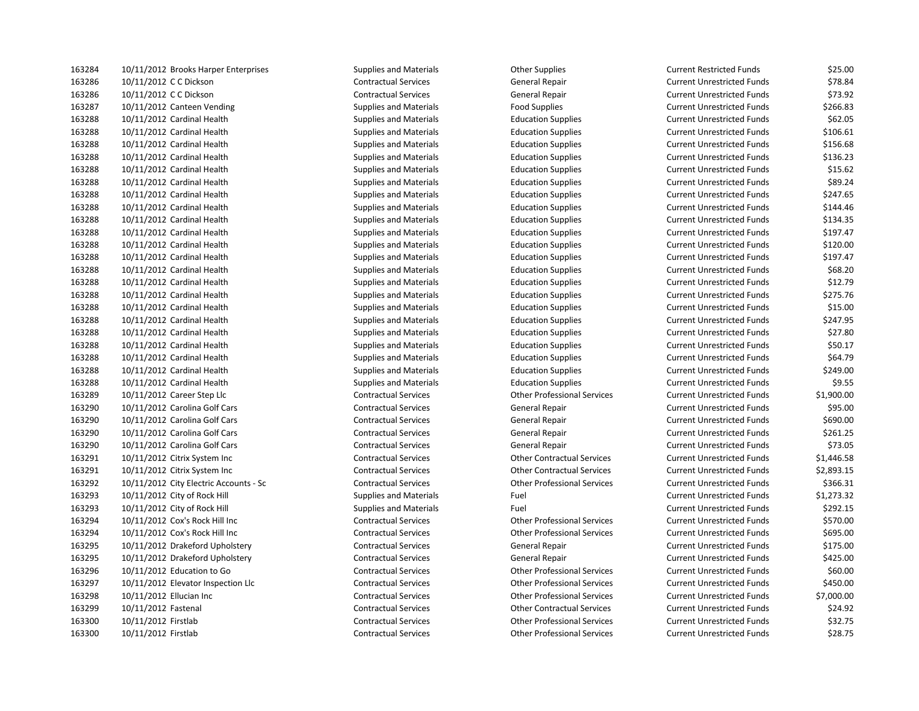| | | | | | | |
|---|---|---|---|---|---|---|
| 163284 | 10/11/2012 | Brooks Harper Enterprises | Supplies and Materials | Other Supplies | Current Restricted Funds | $25.00 |
| 163286 | 10/11/2012 | C C Dickson | Contractual Services | General Repair | Current Unrestricted Funds | $78.84 |
| 163286 | 10/11/2012 | C C Dickson | Contractual Services | General Repair | Current Unrestricted Funds | $73.92 |
| 163287 | 10/11/2012 | Canteen Vending | Supplies and Materials | Food Supplies | Current Unrestricted Funds | $266.83 |
| 163288 | 10/11/2012 | Cardinal Health | Supplies and Materials | Education Supplies | Current Unrestricted Funds | $62.05 |
| 163288 | 10/11/2012 | Cardinal Health | Supplies and Materials | Education Supplies | Current Unrestricted Funds | $106.61 |
| 163288 | 10/11/2012 | Cardinal Health | Supplies and Materials | Education Supplies | Current Unrestricted Funds | $156.68 |
| 163288 | 10/11/2012 | Cardinal Health | Supplies and Materials | Education Supplies | Current Unrestricted Funds | $136.23 |
| 163288 | 10/11/2012 | Cardinal Health | Supplies and Materials | Education Supplies | Current Unrestricted Funds | $15.62 |
| 163288 | 10/11/2012 | Cardinal Health | Supplies and Materials | Education Supplies | Current Unrestricted Funds | $89.24 |
| 163288 | 10/11/2012 | Cardinal Health | Supplies and Materials | Education Supplies | Current Unrestricted Funds | $247.65 |
| 163288 | 10/11/2012 | Cardinal Health | Supplies and Materials | Education Supplies | Current Unrestricted Funds | $144.46 |
| 163288 | 10/11/2012 | Cardinal Health | Supplies and Materials | Education Supplies | Current Unrestricted Funds | $134.35 |
| 163288 | 10/11/2012 | Cardinal Health | Supplies and Materials | Education Supplies | Current Unrestricted Funds | $197.47 |
| 163288 | 10/11/2012 | Cardinal Health | Supplies and Materials | Education Supplies | Current Unrestricted Funds | $120.00 |
| 163288 | 10/11/2012 | Cardinal Health | Supplies and Materials | Education Supplies | Current Unrestricted Funds | $197.47 |
| 163288 | 10/11/2012 | Cardinal Health | Supplies and Materials | Education Supplies | Current Unrestricted Funds | $68.20 |
| 163288 | 10/11/2012 | Cardinal Health | Supplies and Materials | Education Supplies | Current Unrestricted Funds | $12.79 |
| 163288 | 10/11/2012 | Cardinal Health | Supplies and Materials | Education Supplies | Current Unrestricted Funds | $275.76 |
| 163288 | 10/11/2012 | Cardinal Health | Supplies and Materials | Education Supplies | Current Unrestricted Funds | $15.00 |
| 163288 | 10/11/2012 | Cardinal Health | Supplies and Materials | Education Supplies | Current Unrestricted Funds | $247.95 |
| 163288 | 10/11/2012 | Cardinal Health | Supplies and Materials | Education Supplies | Current Unrestricted Funds | $27.80 |
| 163288 | 10/11/2012 | Cardinal Health | Supplies and Materials | Education Supplies | Current Unrestricted Funds | $50.17 |
| 163288 | 10/11/2012 | Cardinal Health | Supplies and Materials | Education Supplies | Current Unrestricted Funds | $64.79 |
| 163288 | 10/11/2012 | Cardinal Health | Supplies and Materials | Education Supplies | Current Unrestricted Funds | $249.00 |
| 163288 | 10/11/2012 | Cardinal Health | Supplies and Materials | Education Supplies | Current Unrestricted Funds | $9.55 |
| 163289 | 10/11/2012 | Career Step Llc | Contractual Services | Other Professional Services | Current Unrestricted Funds | $1,900.00 |
| 163290 | 10/11/2012 | Carolina Golf Cars | Contractual Services | General Repair | Current Unrestricted Funds | $95.00 |
| 163290 | 10/11/2012 | Carolina Golf Cars | Contractual Services | General Repair | Current Unrestricted Funds | $690.00 |
| 163290 | 10/11/2012 | Carolina Golf Cars | Contractual Services | General Repair | Current Unrestricted Funds | $261.25 |
| 163290 | 10/11/2012 | Carolina Golf Cars | Contractual Services | General Repair | Current Unrestricted Funds | $73.05 |
| 163291 | 10/11/2012 | Citrix System Inc | Contractual Services | Other Contractual Services | Current Unrestricted Funds | $1,446.58 |
| 163291 | 10/11/2012 | Citrix System Inc | Contractual Services | Other Contractual Services | Current Unrestricted Funds | $2,893.15 |
| 163292 | 10/11/2012 | City Electric Accounts - Sc | Contractual Services | Other Professional Services | Current Unrestricted Funds | $366.31 |
| 163293 | 10/11/2012 | City of Rock Hill | Supplies and Materials | Fuel | Current Unrestricted Funds | $1,273.32 |
| 163293 | 10/11/2012 | City of Rock Hill | Supplies and Materials | Fuel | Current Unrestricted Funds | $292.15 |
| 163294 | 10/11/2012 | Cox's Rock Hill Inc | Contractual Services | Other Professional Services | Current Unrestricted Funds | $570.00 |
| 163294 | 10/11/2012 | Cox's Rock Hill Inc | Contractual Services | Other Professional Services | Current Unrestricted Funds | $695.00 |
| 163295 | 10/11/2012 | Drakeford Upholstery | Contractual Services | General Repair | Current Unrestricted Funds | $175.00 |
| 163295 | 10/11/2012 | Drakeford Upholstery | Contractual Services | General Repair | Current Unrestricted Funds | $425.00 |
| 163296 | 10/11/2012 | Education to Go | Contractual Services | Other Professional Services | Current Unrestricted Funds | $60.00 |
| 163297 | 10/11/2012 | Elevator Inspection Llc | Contractual Services | Other Professional Services | Current Unrestricted Funds | $450.00 |
| 163298 | 10/11/2012 | Ellucian Inc | Contractual Services | Other Professional Services | Current Unrestricted Funds | $7,000.00 |
| 163299 | 10/11/2012 | Fastenal | Contractual Services | Other Contractual Services | Current Unrestricted Funds | $24.92 |
| 163300 | 10/11/2012 | Firstlab | Contractual Services | Other Professional Services | Current Unrestricted Funds | $32.75 |
| 163300 | 10/11/2012 | Firstlab | Contractual Services | Other Professional Services | Current Unrestricted Funds | $28.75 |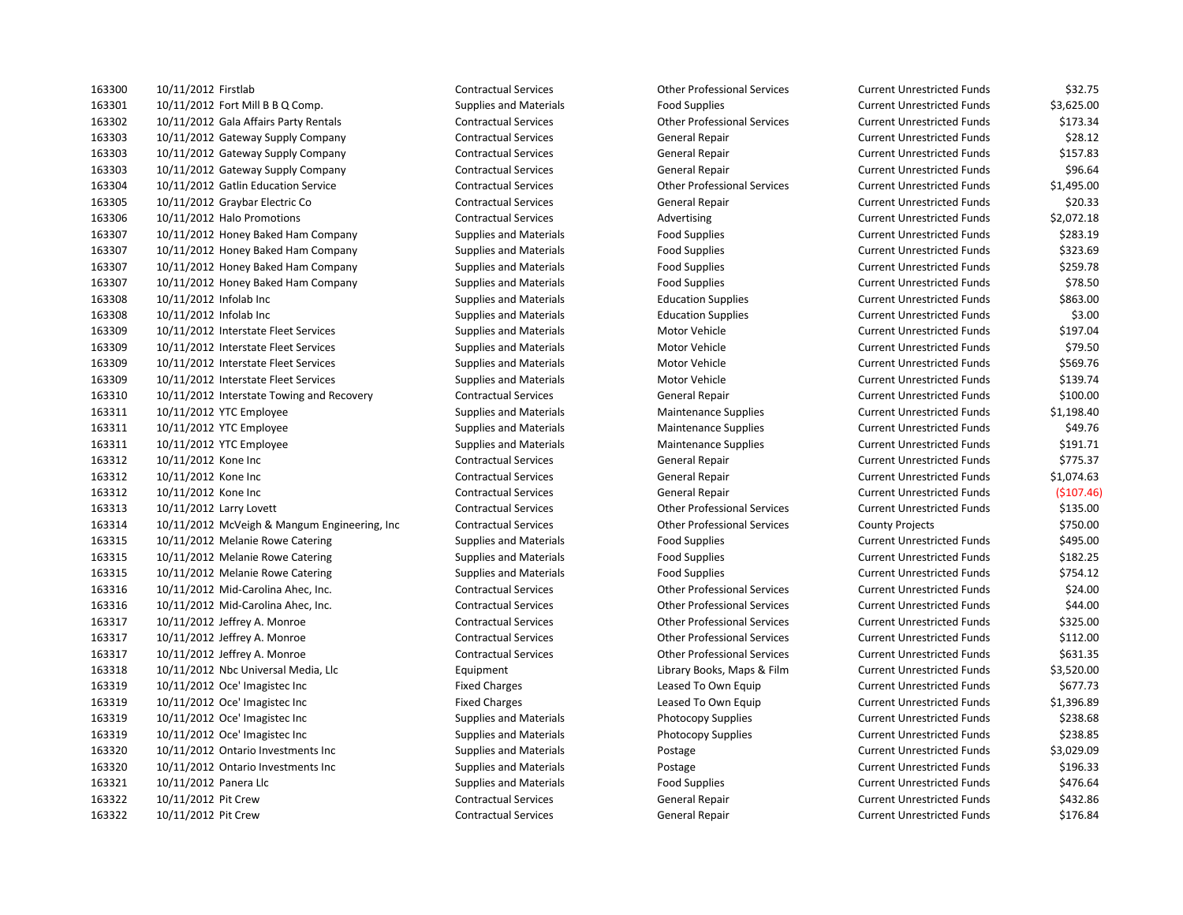| | | | | | | |
|---|---|---|---|---|---|---|
| 163300 | 10/11/2012 | Firstlab | Contractual Services | Other Professional Services | Current Unrestricted Funds | $32.75 |
| 163301 | 10/11/2012 | Fort Mill B B Q Comp. | Supplies and Materials | Food Supplies | Current Unrestricted Funds | $3,625.00 |
| 163302 | 10/11/2012 | Gala Affairs Party Rentals | Contractual Services | Other Professional Services | Current Unrestricted Funds | $173.34 |
| 163303 | 10/11/2012 | Gateway Supply Company | Contractual Services | General Repair | Current Unrestricted Funds | $28.12 |
| 163303 | 10/11/2012 | Gateway Supply Company | Contractual Services | General Repair | Current Unrestricted Funds | $157.83 |
| 163303 | 10/11/2012 | Gateway Supply Company | Contractual Services | General Repair | Current Unrestricted Funds | $96.64 |
| 163304 | 10/11/2012 | Gatlin Education Service | Contractual Services | Other Professional Services | Current Unrestricted Funds | $1,495.00 |
| 163305 | 10/11/2012 | Graybar Electric Co | Contractual Services | General Repair | Current Unrestricted Funds | $20.33 |
| 163306 | 10/11/2012 | Halo Promotions | Contractual Services | Advertising | Current Unrestricted Funds | $2,072.18 |
| 163307 | 10/11/2012 | Honey Baked Ham Company | Supplies and Materials | Food Supplies | Current Unrestricted Funds | $283.19 |
| 163307 | 10/11/2012 | Honey Baked Ham Company | Supplies and Materials | Food Supplies | Current Unrestricted Funds | $323.69 |
| 163307 | 10/11/2012 | Honey Baked Ham Company | Supplies and Materials | Food Supplies | Current Unrestricted Funds | $259.78 |
| 163307 | 10/11/2012 | Honey Baked Ham Company | Supplies and Materials | Food Supplies | Current Unrestricted Funds | $78.50 |
| 163308 | 10/11/2012 | Infolab Inc | Supplies and Materials | Education Supplies | Current Unrestricted Funds | $863.00 |
| 163308 | 10/11/2012 | Infolab Inc | Supplies and Materials | Education Supplies | Current Unrestricted Funds | $3.00 |
| 163309 | 10/11/2012 | Interstate Fleet Services | Supplies and Materials | Motor Vehicle | Current Unrestricted Funds | $197.04 |
| 163309 | 10/11/2012 | Interstate Fleet Services | Supplies and Materials | Motor Vehicle | Current Unrestricted Funds | $79.50 |
| 163309 | 10/11/2012 | Interstate Fleet Services | Supplies and Materials | Motor Vehicle | Current Unrestricted Funds | $569.76 |
| 163309 | 10/11/2012 | Interstate Fleet Services | Supplies and Materials | Motor Vehicle | Current Unrestricted Funds | $139.74 |
| 163310 | 10/11/2012 | Interstate Towing and Recovery | Contractual Services | General Repair | Current Unrestricted Funds | $100.00 |
| 163311 | 10/11/2012 | YTC Employee | Supplies and Materials | Maintenance Supplies | Current Unrestricted Funds | $1,198.40 |
| 163311 | 10/11/2012 | YTC Employee | Supplies and Materials | Maintenance Supplies | Current Unrestricted Funds | $49.76 |
| 163311 | 10/11/2012 | YTC Employee | Supplies and Materials | Maintenance Supplies | Current Unrestricted Funds | $191.71 |
| 163312 | 10/11/2012 | Kone Inc | Contractual Services | General Repair | Current Unrestricted Funds | $775.37 |
| 163312 | 10/11/2012 | Kone Inc | Contractual Services | General Repair | Current Unrestricted Funds | $1,074.63 |
| 163312 | 10/11/2012 | Kone Inc | Contractual Services | General Repair | Current Unrestricted Funds | ($107.46) |
| 163313 | 10/11/2012 | Larry Lovett | Contractual Services | Other Professional Services | Current Unrestricted Funds | $135.00 |
| 163314 | 10/11/2012 | McVeigh & Mangum Engineering, Inc | Contractual Services | Other Professional Services | County Projects | $750.00 |
| 163315 | 10/11/2012 | Melanie Rowe Catering | Supplies and Materials | Food Supplies | Current Unrestricted Funds | $495.00 |
| 163315 | 10/11/2012 | Melanie Rowe Catering | Supplies and Materials | Food Supplies | Current Unrestricted Funds | $182.25 |
| 163315 | 10/11/2012 | Melanie Rowe Catering | Supplies and Materials | Food Supplies | Current Unrestricted Funds | $754.12 |
| 163316 | 10/11/2012 | Mid-Carolina Ahec, Inc. | Contractual Services | Other Professional Services | Current Unrestricted Funds | $24.00 |
| 163316 | 10/11/2012 | Mid-Carolina Ahec, Inc. | Contractual Services | Other Professional Services | Current Unrestricted Funds | $44.00 |
| 163317 | 10/11/2012 | Jeffrey A. Monroe | Contractual Services | Other Professional Services | Current Unrestricted Funds | $325.00 |
| 163317 | 10/11/2012 | Jeffrey A. Monroe | Contractual Services | Other Professional Services | Current Unrestricted Funds | $112.00 |
| 163317 | 10/11/2012 | Jeffrey A. Monroe | Contractual Services | Other Professional Services | Current Unrestricted Funds | $631.35 |
| 163318 | 10/11/2012 | Nbc Universal Media, Llc | Equipment | Library Books, Maps & Film | Current Unrestricted Funds | $3,520.00 |
| 163319 | 10/11/2012 | Oce' Imagistec Inc | Fixed Charges | Leased To Own Equip | Current Unrestricted Funds | $677.73 |
| 163319 | 10/11/2012 | Oce' Imagistec Inc | Fixed Charges | Leased To Own Equip | Current Unrestricted Funds | $1,396.89 |
| 163319 | 10/11/2012 | Oce' Imagistec Inc | Supplies and Materials | Photocopy Supplies | Current Unrestricted Funds | $238.68 |
| 163319 | 10/11/2012 | Oce' Imagistec Inc | Supplies and Materials | Photocopy Supplies | Current Unrestricted Funds | $238.85 |
| 163320 | 10/11/2012 | Ontario Investments Inc | Supplies and Materials | Postage | Current Unrestricted Funds | $3,029.09 |
| 163320 | 10/11/2012 | Ontario Investments Inc | Supplies and Materials | Postage | Current Unrestricted Funds | $196.33 |
| 163321 | 10/11/2012 | Panera Llc | Supplies and Materials | Food Supplies | Current Unrestricted Funds | $476.64 |
| 163322 | 10/11/2012 | Pit Crew | Contractual Services | General Repair | Current Unrestricted Funds | $432.86 |
| 163322 | 10/11/2012 | Pit Crew | Contractual Services | General Repair | Current Unrestricted Funds | $176.84 |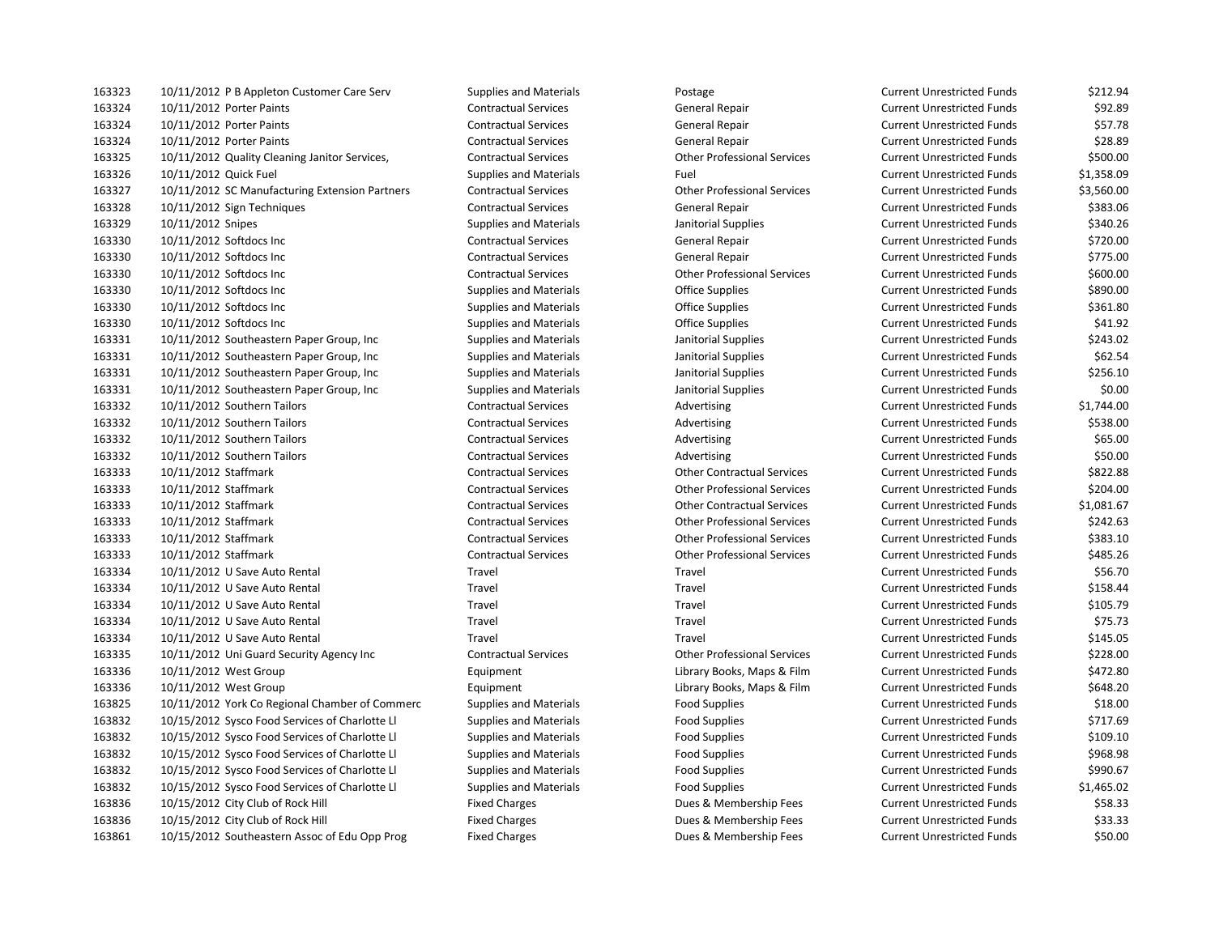| | | | | | | |
|---|---|---|---|---|---|---|
| 163323 | 10/11/2012 | P B Appleton Customer Care Serv | Supplies and Materials | Postage | Current Unrestricted Funds | $212.94 |
| 163324 | 10/11/2012 | Porter Paints | Contractual Services | General Repair | Current Unrestricted Funds | $92.89 |
| 163324 | 10/11/2012 | Porter Paints | Contractual Services | General Repair | Current Unrestricted Funds | $57.78 |
| 163324 | 10/11/2012 | Porter Paints | Contractual Services | General Repair | Current Unrestricted Funds | $28.89 |
| 163325 | 10/11/2012 | Quality Cleaning Janitor Services, | Contractual Services | Other Professional Services | Current Unrestricted Funds | $500.00 |
| 163326 | 10/11/2012 | Quick Fuel | Supplies and Materials | Fuel | Current Unrestricted Funds | $1,358.09 |
| 163327 | 10/11/2012 | SC Manufacturing Extension Partners | Contractual Services | Other Professional Services | Current Unrestricted Funds | $3,560.00 |
| 163328 | 10/11/2012 | Sign Techniques | Contractual Services | General Repair | Current Unrestricted Funds | $383.06 |
| 163329 | 10/11/2012 | Snipes | Supplies and Materials | Janitorial Supplies | Current Unrestricted Funds | $340.26 |
| 163330 | 10/11/2012 | Softdocs Inc | Contractual Services | General Repair | Current Unrestricted Funds | $720.00 |
| 163330 | 10/11/2012 | Softdocs Inc | Contractual Services | General Repair | Current Unrestricted Funds | $775.00 |
| 163330 | 10/11/2012 | Softdocs Inc | Contractual Services | Other Professional Services | Current Unrestricted Funds | $600.00 |
| 163330 | 10/11/2012 | Softdocs Inc | Supplies and Materials | Office Supplies | Current Unrestricted Funds | $890.00 |
| 163330 | 10/11/2012 | Softdocs Inc | Supplies and Materials | Office Supplies | Current Unrestricted Funds | $361.80 |
| 163330 | 10/11/2012 | Softdocs Inc | Supplies and Materials | Office Supplies | Current Unrestricted Funds | $41.92 |
| 163331 | 10/11/2012 | Southeastern Paper Group, Inc | Supplies and Materials | Janitorial Supplies | Current Unrestricted Funds | $243.02 |
| 163331 | 10/11/2012 | Southeastern Paper Group, Inc | Supplies and Materials | Janitorial Supplies | Current Unrestricted Funds | $62.54 |
| 163331 | 10/11/2012 | Southeastern Paper Group, Inc | Supplies and Materials | Janitorial Supplies | Current Unrestricted Funds | $256.10 |
| 163331 | 10/11/2012 | Southeastern Paper Group, Inc | Supplies and Materials | Janitorial Supplies | Current Unrestricted Funds | $0.00 |
| 163332 | 10/11/2012 | Southern Tailors | Contractual Services | Advertising | Current Unrestricted Funds | $1,744.00 |
| 163332 | 10/11/2012 | Southern Tailors | Contractual Services | Advertising | Current Unrestricted Funds | $538.00 |
| 163332 | 10/11/2012 | Southern Tailors | Contractual Services | Advertising | Current Unrestricted Funds | $65.00 |
| 163332 | 10/11/2012 | Southern Tailors | Contractual Services | Advertising | Current Unrestricted Funds | $50.00 |
| 163333 | 10/11/2012 | Staffmark | Contractual Services | Other Contractual Services | Current Unrestricted Funds | $822.88 |
| 163333 | 10/11/2012 | Staffmark | Contractual Services | Other Professional Services | Current Unrestricted Funds | $204.00 |
| 163333 | 10/11/2012 | Staffmark | Contractual Services | Other Contractual Services | Current Unrestricted Funds | $1,081.67 |
| 163333 | 10/11/2012 | Staffmark | Contractual Services | Other Professional Services | Current Unrestricted Funds | $242.63 |
| 163333 | 10/11/2012 | Staffmark | Contractual Services | Other Professional Services | Current Unrestricted Funds | $383.10 |
| 163333 | 10/11/2012 | Staffmark | Contractual Services | Other Professional Services | Current Unrestricted Funds | $485.26 |
| 163334 | 10/11/2012 | U Save Auto Rental | Travel | Travel | Current Unrestricted Funds | $56.70 |
| 163334 | 10/11/2012 | U Save Auto Rental | Travel | Travel | Current Unrestricted Funds | $158.44 |
| 163334 | 10/11/2012 | U Save Auto Rental | Travel | Travel | Current Unrestricted Funds | $105.79 |
| 163334 | 10/11/2012 | U Save Auto Rental | Travel | Travel | Current Unrestricted Funds | $75.73 |
| 163334 | 10/11/2012 | U Save Auto Rental | Travel | Travel | Current Unrestricted Funds | $145.05 |
| 163335 | 10/11/2012 | Uni Guard Security Agency Inc | Contractual Services | Other Professional Services | Current Unrestricted Funds | $228.00 |
| 163336 | 10/11/2012 | West Group | Equipment | Library Books, Maps & Film | Current Unrestricted Funds | $472.80 |
| 163336 | 10/11/2012 | West Group | Equipment | Library Books, Maps & Film | Current Unrestricted Funds | $648.20 |
| 163825 | 10/11/2012 | York Co Regional Chamber of Commerc | Supplies and Materials | Food Supplies | Current Unrestricted Funds | $18.00 |
| 163832 | 10/15/2012 | Sysco Food Services of Charlotte Ll | Supplies and Materials | Food Supplies | Current Unrestricted Funds | $717.69 |
| 163832 | 10/15/2012 | Sysco Food Services of Charlotte Ll | Supplies and Materials | Food Supplies | Current Unrestricted Funds | $109.10 |
| 163832 | 10/15/2012 | Sysco Food Services of Charlotte Ll | Supplies and Materials | Food Supplies | Current Unrestricted Funds | $968.98 |
| 163832 | 10/15/2012 | Sysco Food Services of Charlotte Ll | Supplies and Materials | Food Supplies | Current Unrestricted Funds | $990.67 |
| 163832 | 10/15/2012 | Sysco Food Services of Charlotte Ll | Supplies and Materials | Food Supplies | Current Unrestricted Funds | $1,465.02 |
| 163836 | 10/15/2012 | City Club of Rock Hill | Fixed Charges | Dues & Membership Fees | Current Unrestricted Funds | $58.33 |
| 163836 | 10/15/2012 | City Club of Rock Hill | Fixed Charges | Dues & Membership Fees | Current Unrestricted Funds | $33.33 |
| 163861 | 10/15/2012 | Southeastern Assoc of Edu Opp Prog | Fixed Charges | Dues & Membership Fees | Current Unrestricted Funds | $50.00 |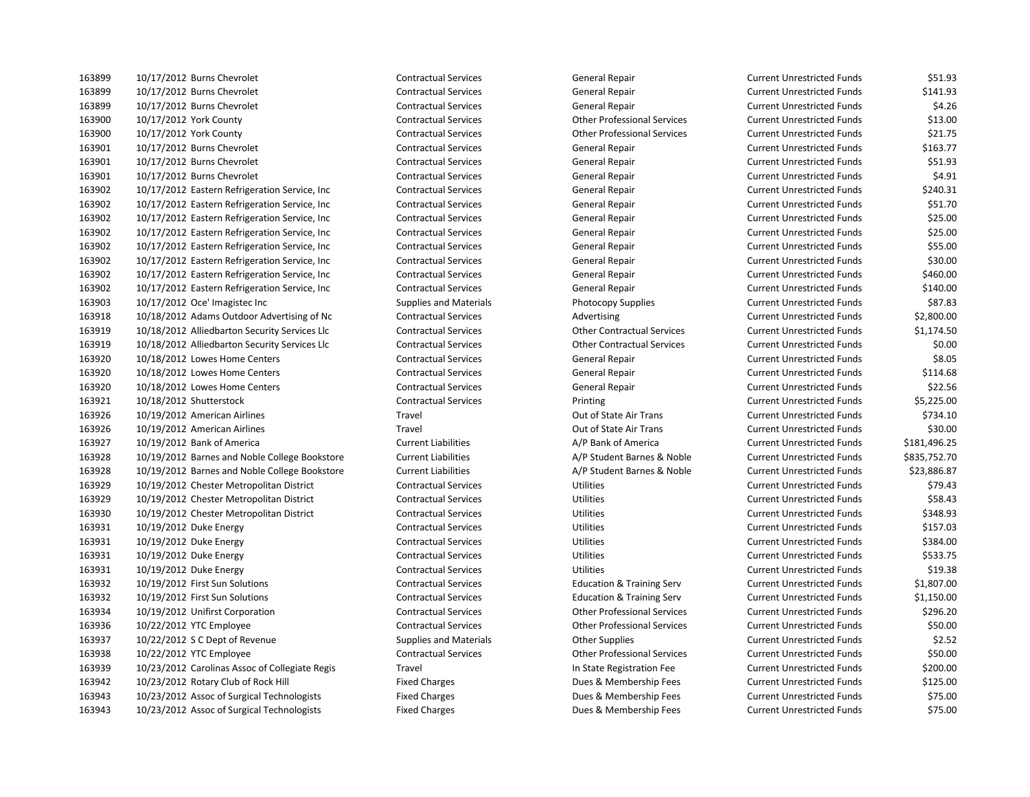| | | | | | | |
|---|---|---|---|---|---|---|
| 163899 | 10/17/2012 | Burns Chevrolet | Contractual Services | General Repair | Current Unrestricted Funds | $51.93 |
| 163899 | 10/17/2012 | Burns Chevrolet | Contractual Services | General Repair | Current Unrestricted Funds | $141.93 |
| 163899 | 10/17/2012 | Burns Chevrolet | Contractual Services | General Repair | Current Unrestricted Funds | $4.26 |
| 163900 | 10/17/2012 | York County | Contractual Services | Other Professional Services | Current Unrestricted Funds | $13.00 |
| 163900 | 10/17/2012 | York County | Contractual Services | Other Professional Services | Current Unrestricted Funds | $21.75 |
| 163901 | 10/17/2012 | Burns Chevrolet | Contractual Services | General Repair | Current Unrestricted Funds | $163.77 |
| 163901 | 10/17/2012 | Burns Chevrolet | Contractual Services | General Repair | Current Unrestricted Funds | $51.93 |
| 163901 | 10/17/2012 | Burns Chevrolet | Contractual Services | General Repair | Current Unrestricted Funds | $4.91 |
| 163902 | 10/17/2012 | Eastern Refrigeration Service, Inc | Contractual Services | General Repair | Current Unrestricted Funds | $240.31 |
| 163902 | 10/17/2012 | Eastern Refrigeration Service, Inc | Contractual Services | General Repair | Current Unrestricted Funds | $51.70 |
| 163902 | 10/17/2012 | Eastern Refrigeration Service, Inc | Contractual Services | General Repair | Current Unrestricted Funds | $25.00 |
| 163902 | 10/17/2012 | Eastern Refrigeration Service, Inc | Contractual Services | General Repair | Current Unrestricted Funds | $25.00 |
| 163902 | 10/17/2012 | Eastern Refrigeration Service, Inc | Contractual Services | General Repair | Current Unrestricted Funds | $55.00 |
| 163902 | 10/17/2012 | Eastern Refrigeration Service, Inc | Contractual Services | General Repair | Current Unrestricted Funds | $30.00 |
| 163902 | 10/17/2012 | Eastern Refrigeration Service, Inc | Contractual Services | General Repair | Current Unrestricted Funds | $460.00 |
| 163902 | 10/17/2012 | Eastern Refrigeration Service, Inc | Contractual Services | General Repair | Current Unrestricted Funds | $140.00 |
| 163903 | 10/17/2012 | Oce' Imagistec Inc | Supplies and Materials | Photocopy Supplies | Current Unrestricted Funds | $87.83 |
| 163918 | 10/18/2012 | Adams Outdoor Advertising of Nc | Contractual Services | Advertising | Current Unrestricted Funds | $2,800.00 |
| 163919 | 10/18/2012 | Alliedbarton Security Services Llc | Contractual Services | Other Contractual Services | Current Unrestricted Funds | $1,174.50 |
| 163919 | 10/18/2012 | Alliedbarton Security Services Llc | Contractual Services | Other Contractual Services | Current Unrestricted Funds | $0.00 |
| 163920 | 10/18/2012 | Lowes Home Centers | Contractual Services | General Repair | Current Unrestricted Funds | $8.05 |
| 163920 | 10/18/2012 | Lowes Home Centers | Contractual Services | General Repair | Current Unrestricted Funds | $114.68 |
| 163920 | 10/18/2012 | Lowes Home Centers | Contractual Services | General Repair | Current Unrestricted Funds | $22.56 |
| 163921 | 10/18/2012 | Shutterstock | Contractual Services | Printing | Current Unrestricted Funds | $5,225.00 |
| 163926 | 10/19/2012 | American Airlines | Travel | Out of State Air Trans | Current Unrestricted Funds | $734.10 |
| 163926 | 10/19/2012 | American Airlines | Travel | Out of State Air Trans | Current Unrestricted Funds | $30.00 |
| 163927 | 10/19/2012 | Bank of America | Current Liabilities | A/P Bank of America | Current Unrestricted Funds | $181,496.25 |
| 163928 | 10/19/2012 | Barnes and Noble College Bookstore | Current Liabilities | A/P Student Barnes & Noble | Current Unrestricted Funds | $835,752.70 |
| 163928 | 10/19/2012 | Barnes and Noble College Bookstore | Current Liabilities | A/P Student Barnes & Noble | Current Unrestricted Funds | $23,886.87 |
| 163929 | 10/19/2012 | Chester Metropolitan District | Contractual Services | Utilities | Current Unrestricted Funds | $79.43 |
| 163929 | 10/19/2012 | Chester Metropolitan District | Contractual Services | Utilities | Current Unrestricted Funds | $58.43 |
| 163930 | 10/19/2012 | Chester Metropolitan District | Contractual Services | Utilities | Current Unrestricted Funds | $348.93 |
| 163931 | 10/19/2012 | Duke Energy | Contractual Services | Utilities | Current Unrestricted Funds | $157.03 |
| 163931 | 10/19/2012 | Duke Energy | Contractual Services | Utilities | Current Unrestricted Funds | $384.00 |
| 163931 | 10/19/2012 | Duke Energy | Contractual Services | Utilities | Current Unrestricted Funds | $533.75 |
| 163931 | 10/19/2012 | Duke Energy | Contractual Services | Utilities | Current Unrestricted Funds | $19.38 |
| 163932 | 10/19/2012 | First Sun Solutions | Contractual Services | Education & Training Serv | Current Unrestricted Funds | $1,807.00 |
| 163932 | 10/19/2012 | First Sun Solutions | Contractual Services | Education & Training Serv | Current Unrestricted Funds | $1,150.00 |
| 163934 | 10/19/2012 | Unifirst Corporation | Contractual Services | Other Professional Services | Current Unrestricted Funds | $296.20 |
| 163936 | 10/22/2012 | YTC Employee | Contractual Services | Other Professional Services | Current Unrestricted Funds | $50.00 |
| 163937 | 10/22/2012 | S C Dept of Revenue | Supplies and Materials | Other Supplies | Current Unrestricted Funds | $2.52 |
| 163938 | 10/22/2012 | YTC Employee | Contractual Services | Other Professional Services | Current Unrestricted Funds | $50.00 |
| 163939 | 10/23/2012 | Carolinas Assoc of Collegiate Regis | Travel | In State Registration Fee | Current Unrestricted Funds | $200.00 |
| 163942 | 10/23/2012 | Rotary Club of Rock Hill | Fixed Charges | Dues & Membership Fees | Current Unrestricted Funds | $125.00 |
| 163943 | 10/23/2012 | Assoc of Surgical Technologists | Fixed Charges | Dues & Membership Fees | Current Unrestricted Funds | $75.00 |
| 163943 | 10/23/2012 | Assoc of Surgical Technologists | Fixed Charges | Dues & Membership Fees | Current Unrestricted Funds | $75.00 |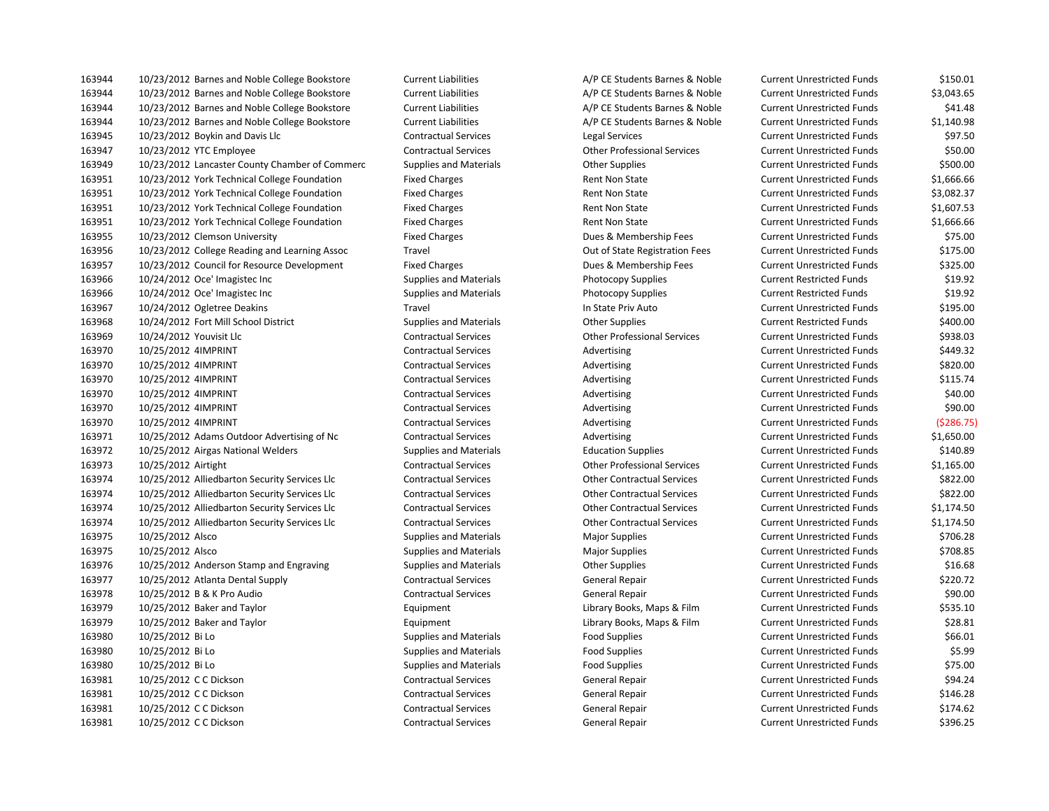| | | | | | | |
|---|---|---|---|---|---|---|
| 163944 | 10/23/2012 | Barnes and Noble College Bookstore | Current Liabilities | A/P CE Students Barnes & Noble | Current Unrestricted Funds | $150.01 |
| 163944 | 10/23/2012 | Barnes and Noble College Bookstore | Current Liabilities | A/P CE Students Barnes & Noble | Current Unrestricted Funds | $3,043.65 |
| 163944 | 10/23/2012 | Barnes and Noble College Bookstore | Current Liabilities | A/P CE Students Barnes & Noble | Current Unrestricted Funds | $41.48 |
| 163944 | 10/23/2012 | Barnes and Noble College Bookstore | Current Liabilities | A/P CE Students Barnes & Noble | Current Unrestricted Funds | $1,140.98 |
| 163945 | 10/23/2012 | Boykin and Davis Llc | Contractual Services | Legal Services | Current Unrestricted Funds | $97.50 |
| 163947 | 10/23/2012 | YTC Employee | Contractual Services | Other Professional Services | Current Unrestricted Funds | $50.00 |
| 163949 | 10/23/2012 | Lancaster County Chamber of Commerc | Supplies and Materials | Other Supplies | Current Unrestricted Funds | $500.00 |
| 163951 | 10/23/2012 | York Technical College Foundation | Fixed Charges | Rent Non State | Current Unrestricted Funds | $1,666.66 |
| 163951 | 10/23/2012 | York Technical College Foundation | Fixed Charges | Rent Non State | Current Unrestricted Funds | $3,082.37 |
| 163951 | 10/23/2012 | York Technical College Foundation | Fixed Charges | Rent Non State | Current Unrestricted Funds | $1,607.53 |
| 163951 | 10/23/2012 | York Technical College Foundation | Fixed Charges | Rent Non State | Current Unrestricted Funds | $1,666.66 |
| 163955 | 10/23/2012 | Clemson University | Fixed Charges | Dues & Membership Fees | Current Unrestricted Funds | $75.00 |
| 163956 | 10/23/2012 | College Reading and Learning Assoc | Travel | Out of State Registration Fees | Current Unrestricted Funds | $175.00 |
| 163957 | 10/23/2012 | Council for Resource Development | Fixed Charges | Dues & Membership Fees | Current Unrestricted Funds | $325.00 |
| 163966 | 10/24/2012 | Oce' Imagistec Inc | Supplies and Materials | Photocopy Supplies | Current Restricted Funds | $19.92 |
| 163966 | 10/24/2012 | Oce' Imagistec Inc | Supplies and Materials | Photocopy Supplies | Current Restricted Funds | $19.92 |
| 163967 | 10/24/2012 | Ogletree Deakins | Travel | In State Priv Auto | Current Unrestricted Funds | $195.00 |
| 163968 | 10/24/2012 | Fort Mill School District | Supplies and Materials | Other Supplies | Current Restricted Funds | $400.00 |
| 163969 | 10/24/2012 | Youvisit Llc | Contractual Services | Other Professional Services | Current Unrestricted Funds | $938.03 |
| 163970 | 10/25/2012 | 4IMPRINT | Contractual Services | Advertising | Current Unrestricted Funds | $449.32 |
| 163970 | 10/25/2012 | 4IMPRINT | Contractual Services | Advertising | Current Unrestricted Funds | $820.00 |
| 163970 | 10/25/2012 | 4IMPRINT | Contractual Services | Advertising | Current Unrestricted Funds | $115.74 |
| 163970 | 10/25/2012 | 4IMPRINT | Contractual Services | Advertising | Current Unrestricted Funds | $40.00 |
| 163970 | 10/25/2012 | 4IMPRINT | Contractual Services | Advertising | Current Unrestricted Funds | $90.00 |
| 163970 | 10/25/2012 | 4IMPRINT | Contractual Services | Advertising | Current Unrestricted Funds | ($286.75) |
| 163971 | 10/25/2012 | Adams Outdoor Advertising of Nc | Contractual Services | Advertising | Current Unrestricted Funds | $1,650.00 |
| 163972 | 10/25/2012 | Airgas National Welders | Supplies and Materials | Education Supplies | Current Unrestricted Funds | $140.89 |
| 163973 | 10/25/2012 | Airtight | Contractual Services | Other Professional Services | Current Unrestricted Funds | $1,165.00 |
| 163974 | 10/25/2012 | Alliedbarton Security Services Llc | Contractual Services | Other Contractual Services | Current Unrestricted Funds | $822.00 |
| 163974 | 10/25/2012 | Alliedbarton Security Services Llc | Contractual Services | Other Contractual Services | Current Unrestricted Funds | $822.00 |
| 163974 | 10/25/2012 | Alliedbarton Security Services Llc | Contractual Services | Other Contractual Services | Current Unrestricted Funds | $1,174.50 |
| 163974 | 10/25/2012 | Alliedbarton Security Services Llc | Contractual Services | Other Contractual Services | Current Unrestricted Funds | $1,174.50 |
| 163975 | 10/25/2012 | Alsco | Supplies and Materials | Major Supplies | Current Unrestricted Funds | $706.28 |
| 163975 | 10/25/2012 | Alsco | Supplies and Materials | Major Supplies | Current Unrestricted Funds | $708.85 |
| 163976 | 10/25/2012 | Anderson Stamp and Engraving | Supplies and Materials | Other Supplies | Current Unrestricted Funds | $16.68 |
| 163977 | 10/25/2012 | Atlanta Dental Supply | Contractual Services | General Repair | Current Unrestricted Funds | $220.72 |
| 163978 | 10/25/2012 | B & K Pro Audio | Contractual Services | General Repair | Current Unrestricted Funds | $90.00 |
| 163979 | 10/25/2012 | Baker and Taylor | Equipment | Library Books, Maps & Film | Current Unrestricted Funds | $535.10 |
| 163979 | 10/25/2012 | Baker and Taylor | Equipment | Library Books, Maps & Film | Current Unrestricted Funds | $28.81 |
| 163980 | 10/25/2012 | Bi Lo | Supplies and Materials | Food Supplies | Current Unrestricted Funds | $66.01 |
| 163980 | 10/25/2012 | Bi Lo | Supplies and Materials | Food Supplies | Current Unrestricted Funds | $5.99 |
| 163980 | 10/25/2012 | Bi Lo | Supplies and Materials | Food Supplies | Current Unrestricted Funds | $75.00 |
| 163981 | 10/25/2012 | C C Dickson | Contractual Services | General Repair | Current Unrestricted Funds | $94.24 |
| 163981 | 10/25/2012 | C C Dickson | Contractual Services | General Repair | Current Unrestricted Funds | $146.28 |
| 163981 | 10/25/2012 | C C Dickson | Contractual Services | General Repair | Current Unrestricted Funds | $174.62 |
| 163981 | 10/25/2012 | C C Dickson | Contractual Services | General Repair | Current Unrestricted Funds | $396.25 |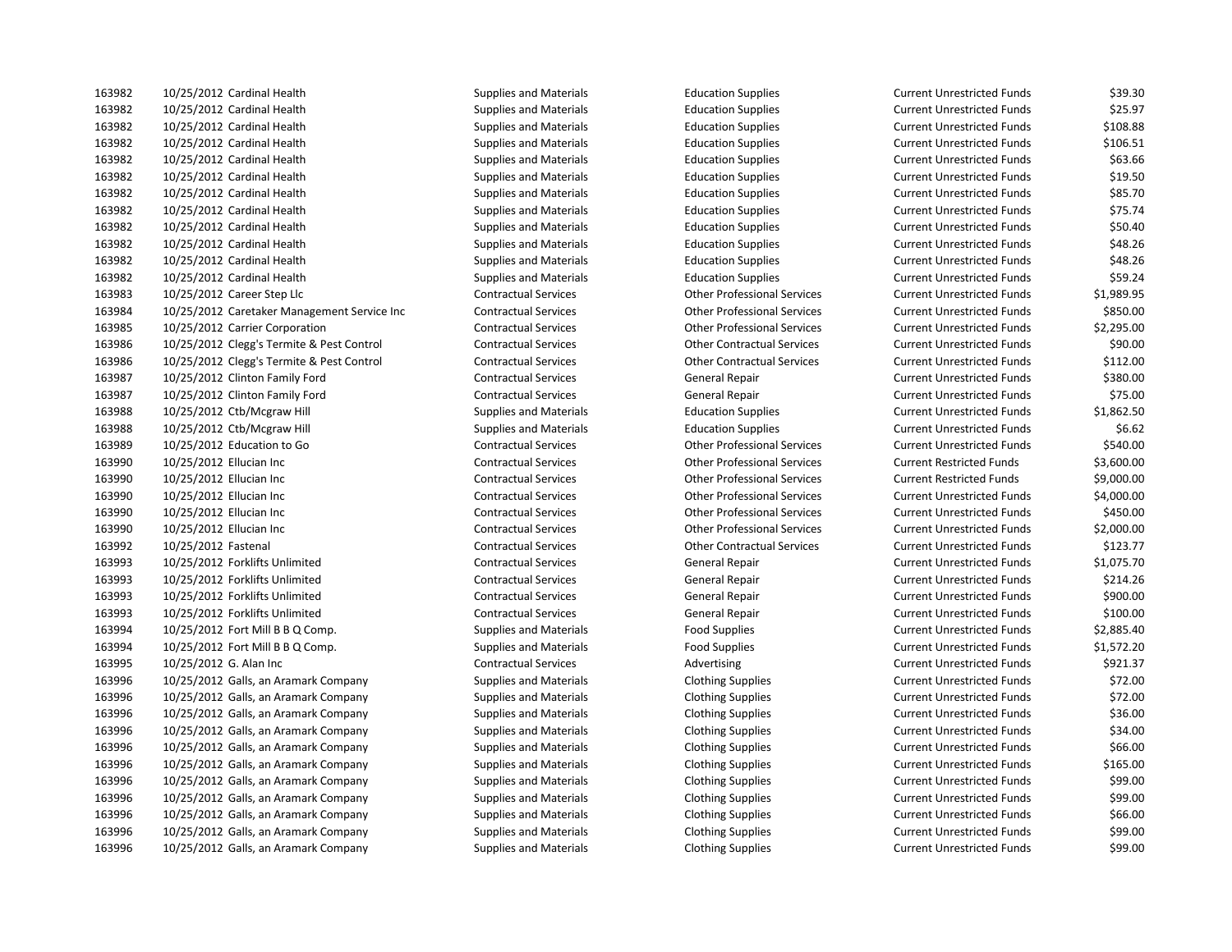| | | | | | | |
|---|---|---|---|---|---|---|
| 163982 | 10/25/2012 | Cardinal Health | Supplies and Materials | Education Supplies | Current Unrestricted Funds | $39.30 |
| 163982 | 10/25/2012 | Cardinal Health | Supplies and Materials | Education Supplies | Current Unrestricted Funds | $25.97 |
| 163982 | 10/25/2012 | Cardinal Health | Supplies and Materials | Education Supplies | Current Unrestricted Funds | $108.88 |
| 163982 | 10/25/2012 | Cardinal Health | Supplies and Materials | Education Supplies | Current Unrestricted Funds | $106.51 |
| 163982 | 10/25/2012 | Cardinal Health | Supplies and Materials | Education Supplies | Current Unrestricted Funds | $63.66 |
| 163982 | 10/25/2012 | Cardinal Health | Supplies and Materials | Education Supplies | Current Unrestricted Funds | $19.50 |
| 163982 | 10/25/2012 | Cardinal Health | Supplies and Materials | Education Supplies | Current Unrestricted Funds | $85.70 |
| 163982 | 10/25/2012 | Cardinal Health | Supplies and Materials | Education Supplies | Current Unrestricted Funds | $75.74 |
| 163982 | 10/25/2012 | Cardinal Health | Supplies and Materials | Education Supplies | Current Unrestricted Funds | $50.40 |
| 163982 | 10/25/2012 | Cardinal Health | Supplies and Materials | Education Supplies | Current Unrestricted Funds | $48.26 |
| 163982 | 10/25/2012 | Cardinal Health | Supplies and Materials | Education Supplies | Current Unrestricted Funds | $48.26 |
| 163982 | 10/25/2012 | Cardinal Health | Supplies and Materials | Education Supplies | Current Unrestricted Funds | $59.24 |
| 163983 | 10/25/2012 | Career Step Llc | Contractual Services | Other Professional Services | Current Unrestricted Funds | $1,989.95 |
| 163984 | 10/25/2012 | Caretaker Management Service Inc | Contractual Services | Other Professional Services | Current Unrestricted Funds | $850.00 |
| 163985 | 10/25/2012 | Carrier Corporation | Contractual Services | Other Professional Services | Current Unrestricted Funds | $2,295.00 |
| 163986 | 10/25/2012 | Clegg's Termite & Pest Control | Contractual Services | Other Contractual Services | Current Unrestricted Funds | $90.00 |
| 163986 | 10/25/2012 | Clegg's Termite & Pest Control | Contractual Services | Other Contractual Services | Current Unrestricted Funds | $112.00 |
| 163987 | 10/25/2012 | Clinton Family Ford | Contractual Services | General Repair | Current Unrestricted Funds | $380.00 |
| 163987 | 10/25/2012 | Clinton Family Ford | Contractual Services | General Repair | Current Unrestricted Funds | $75.00 |
| 163988 | 10/25/2012 | Ctb/Mcgraw Hill | Supplies and Materials | Education Supplies | Current Unrestricted Funds | $1,862.50 |
| 163988 | 10/25/2012 | Ctb/Mcgraw Hill | Supplies and Materials | Education Supplies | Current Unrestricted Funds | $6.62 |
| 163989 | 10/25/2012 | Education to Go | Contractual Services | Other Professional Services | Current Unrestricted Funds | $540.00 |
| 163990 | 10/25/2012 | Ellucian Inc | Contractual Services | Other Professional Services | Current Restricted Funds | $3,600.00 |
| 163990 | 10/25/2012 | Ellucian Inc | Contractual Services | Other Professional Services | Current Restricted Funds | $9,000.00 |
| 163990 | 10/25/2012 | Ellucian Inc | Contractual Services | Other Professional Services | Current Unrestricted Funds | $4,000.00 |
| 163990 | 10/25/2012 | Ellucian Inc | Contractual Services | Other Professional Services | Current Unrestricted Funds | $450.00 |
| 163990 | 10/25/2012 | Ellucian Inc | Contractual Services | Other Professional Services | Current Unrestricted Funds | $2,000.00 |
| 163992 | 10/25/2012 | Fastenal | Contractual Services | Other Contractual Services | Current Unrestricted Funds | $123.77 |
| 163993 | 10/25/2012 | Forklifts Unlimited | Contractual Services | General Repair | Current Unrestricted Funds | $1,075.70 |
| 163993 | 10/25/2012 | Forklifts Unlimited | Contractual Services | General Repair | Current Unrestricted Funds | $214.26 |
| 163993 | 10/25/2012 | Forklifts Unlimited | Contractual Services | General Repair | Current Unrestricted Funds | $900.00 |
| 163993 | 10/25/2012 | Forklifts Unlimited | Contractual Services | General Repair | Current Unrestricted Funds | $100.00 |
| 163994 | 10/25/2012 | Fort Mill B B Q Comp. | Supplies and Materials | Food Supplies | Current Unrestricted Funds | $2,885.40 |
| 163994 | 10/25/2012 | Fort Mill B B Q Comp. | Supplies and Materials | Food Supplies | Current Unrestricted Funds | $1,572.20 |
| 163995 | 10/25/2012 | G. Alan Inc | Contractual Services | Advertising | Current Unrestricted Funds | $921.37 |
| 163996 | 10/25/2012 | Galls, an Aramark Company | Supplies and Materials | Clothing Supplies | Current Unrestricted Funds | $72.00 |
| 163996 | 10/25/2012 | Galls, an Aramark Company | Supplies and Materials | Clothing Supplies | Current Unrestricted Funds | $72.00 |
| 163996 | 10/25/2012 | Galls, an Aramark Company | Supplies and Materials | Clothing Supplies | Current Unrestricted Funds | $36.00 |
| 163996 | 10/25/2012 | Galls, an Aramark Company | Supplies and Materials | Clothing Supplies | Current Unrestricted Funds | $34.00 |
| 163996 | 10/25/2012 | Galls, an Aramark Company | Supplies and Materials | Clothing Supplies | Current Unrestricted Funds | $66.00 |
| 163996 | 10/25/2012 | Galls, an Aramark Company | Supplies and Materials | Clothing Supplies | Current Unrestricted Funds | $165.00 |
| 163996 | 10/25/2012 | Galls, an Aramark Company | Supplies and Materials | Clothing Supplies | Current Unrestricted Funds | $99.00 |
| 163996 | 10/25/2012 | Galls, an Aramark Company | Supplies and Materials | Clothing Supplies | Current Unrestricted Funds | $99.00 |
| 163996 | 10/25/2012 | Galls, an Aramark Company | Supplies and Materials | Clothing Supplies | Current Unrestricted Funds | $66.00 |
| 163996 | 10/25/2012 | Galls, an Aramark Company | Supplies and Materials | Clothing Supplies | Current Unrestricted Funds | $99.00 |
| 163996 | 10/25/2012 | Galls, an Aramark Company | Supplies and Materials | Clothing Supplies | Current Unrestricted Funds | $99.00 |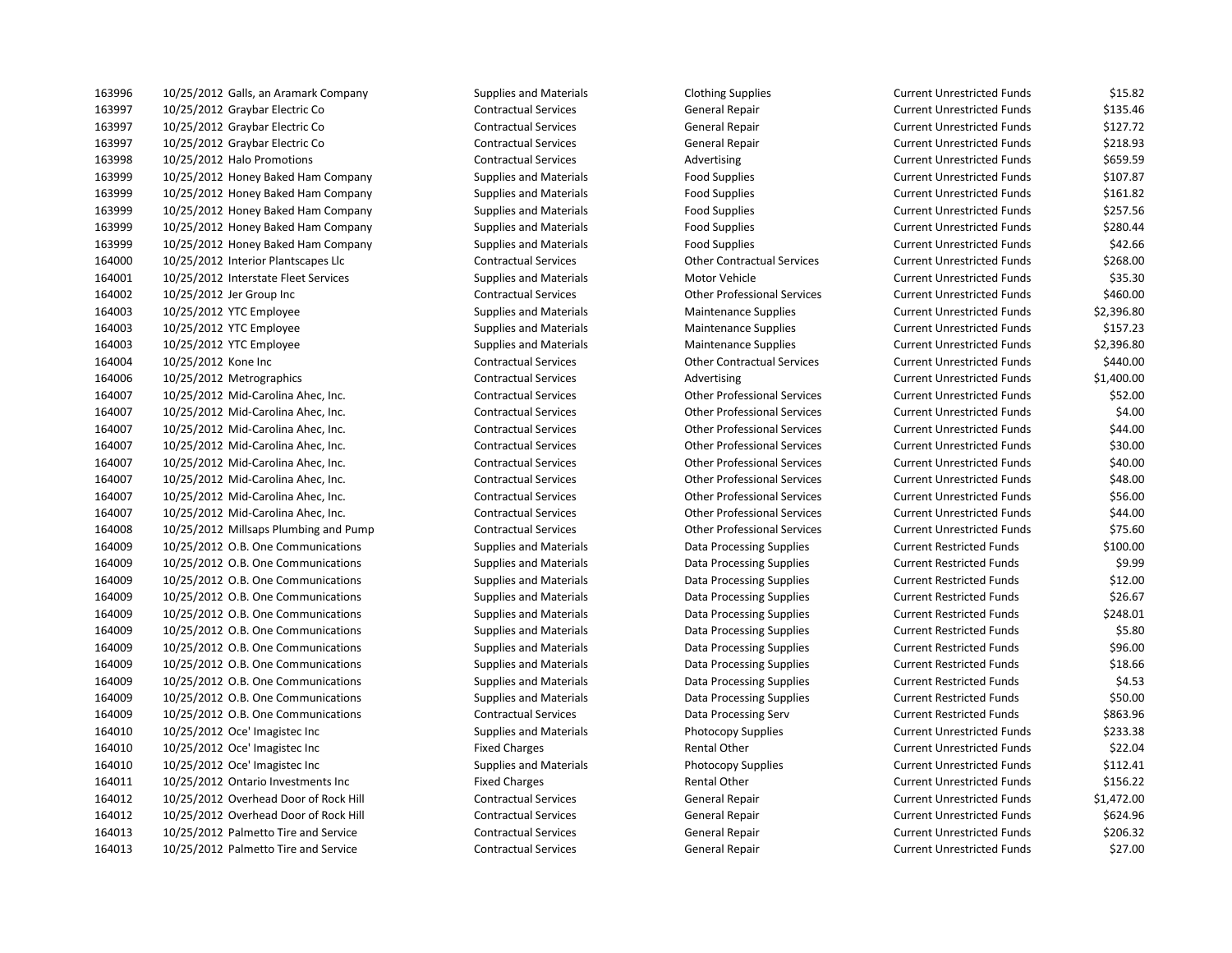| | | | | | | |
|---|---|---|---|---|---|---|
| 163996 | 10/25/2012 | Galls, an Aramark Company | Supplies and Materials | Clothing Supplies | Current Unrestricted Funds | $15.82 |
| 163997 | 10/25/2012 | Graybar Electric Co | Contractual Services | General Repair | Current Unrestricted Funds | $135.46 |
| 163997 | 10/25/2012 | Graybar Electric Co | Contractual Services | General Repair | Current Unrestricted Funds | $127.72 |
| 163997 | 10/25/2012 | Graybar Electric Co | Contractual Services | General Repair | Current Unrestricted Funds | $218.93 |
| 163998 | 10/25/2012 | Halo Promotions | Contractual Services | Advertising | Current Unrestricted Funds | $659.59 |
| 163999 | 10/25/2012 | Honey Baked Ham Company | Supplies and Materials | Food Supplies | Current Unrestricted Funds | $107.87 |
| 163999 | 10/25/2012 | Honey Baked Ham Company | Supplies and Materials | Food Supplies | Current Unrestricted Funds | $161.82 |
| 163999 | 10/25/2012 | Honey Baked Ham Company | Supplies and Materials | Food Supplies | Current Unrestricted Funds | $257.56 |
| 163999 | 10/25/2012 | Honey Baked Ham Company | Supplies and Materials | Food Supplies | Current Unrestricted Funds | $280.44 |
| 163999 | 10/25/2012 | Honey Baked Ham Company | Supplies and Materials | Food Supplies | Current Unrestricted Funds | $42.66 |
| 164000 | 10/25/2012 | Interior Plantscapes Llc | Contractual Services | Other Contractual Services | Current Unrestricted Funds | $268.00 |
| 164001 | 10/25/2012 | Interstate Fleet Services | Supplies and Materials | Motor Vehicle | Current Unrestricted Funds | $35.30 |
| 164002 | 10/25/2012 | Jer Group Inc | Contractual Services | Other Professional Services | Current Unrestricted Funds | $460.00 |
| 164003 | 10/25/2012 | YTC Employee | Supplies and Materials | Maintenance Supplies | Current Unrestricted Funds | $2,396.80 |
| 164003 | 10/25/2012 | YTC Employee | Supplies and Materials | Maintenance Supplies | Current Unrestricted Funds | $157.23 |
| 164003 | 10/25/2012 | YTC Employee | Supplies and Materials | Maintenance Supplies | Current Unrestricted Funds | $2,396.80 |
| 164004 | 10/25/2012 | Kone Inc | Contractual Services | Other Contractual Services | Current Unrestricted Funds | $440.00 |
| 164006 | 10/25/2012 | Metrographics | Contractual Services | Advertising | Current Unrestricted Funds | $1,400.00 |
| 164007 | 10/25/2012 | Mid-Carolina Ahec, Inc. | Contractual Services | Other Professional Services | Current Unrestricted Funds | $52.00 |
| 164007 | 10/25/2012 | Mid-Carolina Ahec, Inc. | Contractual Services | Other Professional Services | Current Unrestricted Funds | $4.00 |
| 164007 | 10/25/2012 | Mid-Carolina Ahec, Inc. | Contractual Services | Other Professional Services | Current Unrestricted Funds | $44.00 |
| 164007 | 10/25/2012 | Mid-Carolina Ahec, Inc. | Contractual Services | Other Professional Services | Current Unrestricted Funds | $30.00 |
| 164007 | 10/25/2012 | Mid-Carolina Ahec, Inc. | Contractual Services | Other Professional Services | Current Unrestricted Funds | $40.00 |
| 164007 | 10/25/2012 | Mid-Carolina Ahec, Inc. | Contractual Services | Other Professional Services | Current Unrestricted Funds | $48.00 |
| 164007 | 10/25/2012 | Mid-Carolina Ahec, Inc. | Contractual Services | Other Professional Services | Current Unrestricted Funds | $56.00 |
| 164007 | 10/25/2012 | Mid-Carolina Ahec, Inc. | Contractual Services | Other Professional Services | Current Unrestricted Funds | $44.00 |
| 164008 | 10/25/2012 | Millsaps Plumbing and Pump | Contractual Services | Other Professional Services | Current Unrestricted Funds | $75.60 |
| 164009 | 10/25/2012 | O.B. One Communications | Supplies and Materials | Data Processing Supplies | Current Restricted Funds | $100.00 |
| 164009 | 10/25/2012 | O.B. One Communications | Supplies and Materials | Data Processing Supplies | Current Restricted Funds | $9.99 |
| 164009 | 10/25/2012 | O.B. One Communications | Supplies and Materials | Data Processing Supplies | Current Restricted Funds | $12.00 |
| 164009 | 10/25/2012 | O.B. One Communications | Supplies and Materials | Data Processing Supplies | Current Restricted Funds | $26.67 |
| 164009 | 10/25/2012 | O.B. One Communications | Supplies and Materials | Data Processing Supplies | Current Restricted Funds | $248.01 |
| 164009 | 10/25/2012 | O.B. One Communications | Supplies and Materials | Data Processing Supplies | Current Restricted Funds | $5.80 |
| 164009 | 10/25/2012 | O.B. One Communications | Supplies and Materials | Data Processing Supplies | Current Restricted Funds | $96.00 |
| 164009 | 10/25/2012 | O.B. One Communications | Supplies and Materials | Data Processing Supplies | Current Restricted Funds | $18.66 |
| 164009 | 10/25/2012 | O.B. One Communications | Supplies and Materials | Data Processing Supplies | Current Restricted Funds | $4.53 |
| 164009 | 10/25/2012 | O.B. One Communications | Supplies and Materials | Data Processing Supplies | Current Restricted Funds | $50.00 |
| 164009 | 10/25/2012 | O.B. One Communications | Contractual Services | Data Processing Serv | Current Restricted Funds | $863.96 |
| 164010 | 10/25/2012 | Oce' Imagistec Inc | Supplies and Materials | Photocopy Supplies | Current Unrestricted Funds | $233.38 |
| 164010 | 10/25/2012 | Oce' Imagistec Inc | Fixed Charges | Rental Other | Current Unrestricted Funds | $22.04 |
| 164010 | 10/25/2012 | Oce' Imagistec Inc | Supplies and Materials | Photocopy Supplies | Current Unrestricted Funds | $112.41 |
| 164011 | 10/25/2012 | Ontario Investments Inc | Fixed Charges | Rental Other | Current Unrestricted Funds | $156.22 |
| 164012 | 10/25/2012 | Overhead Door of Rock Hill | Contractual Services | General Repair | Current Unrestricted Funds | $1,472.00 |
| 164012 | 10/25/2012 | Overhead Door of Rock Hill | Contractual Services | General Repair | Current Unrestricted Funds | $624.96 |
| 164013 | 10/25/2012 | Palmetto Tire and Service | Contractual Services | General Repair | Current Unrestricted Funds | $206.32 |
| 164013 | 10/25/2012 | Palmetto Tire and Service | Contractual Services | General Repair | Current Unrestricted Funds | $27.00 |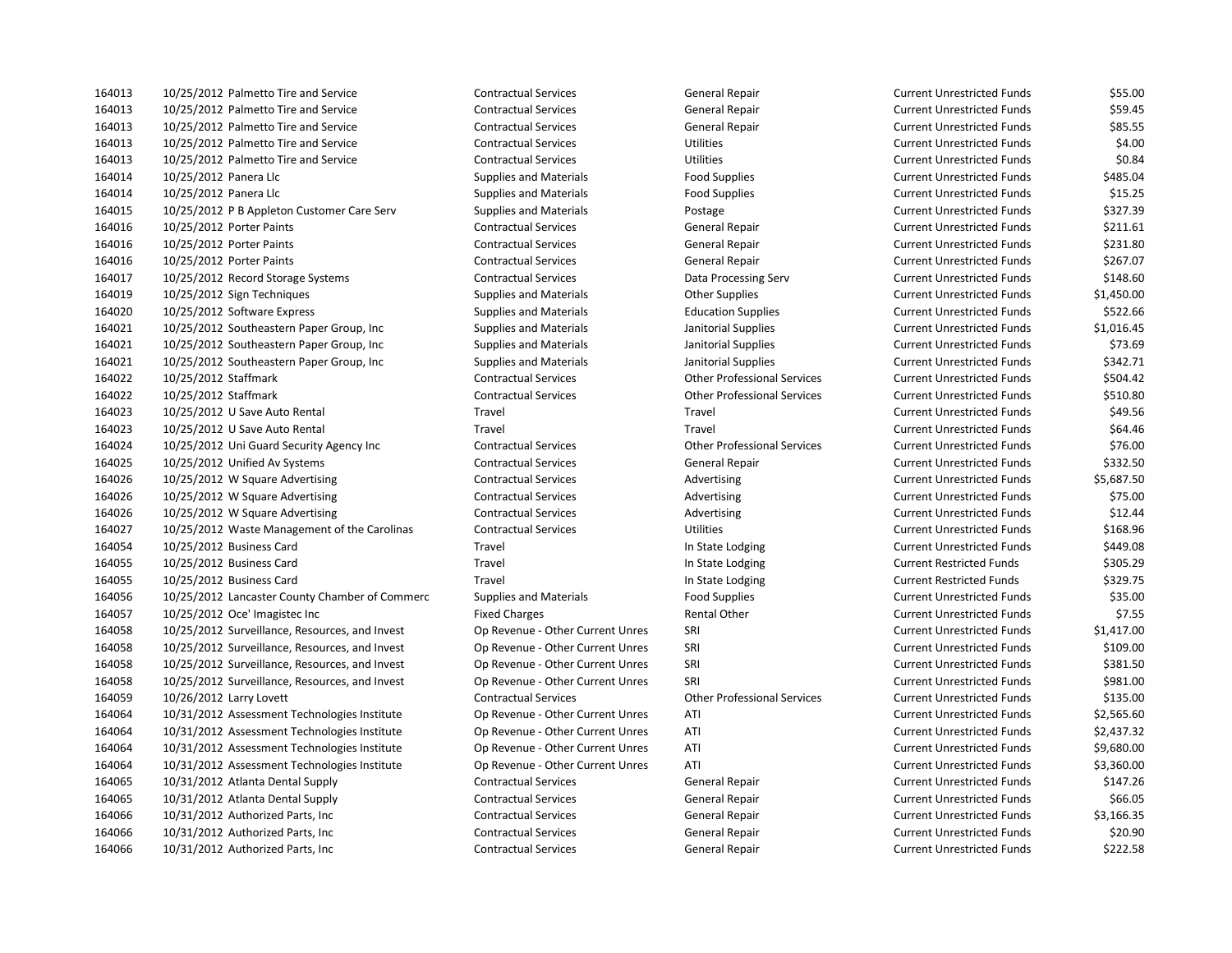| | | | | | | |
|---|---|---|---|---|---|---|
| 164013 | 10/25/2012 | Palmetto Tire and Service | Contractual Services | General Repair | Current Unrestricted Funds | $55.00 |
| 164013 | 10/25/2012 | Palmetto Tire and Service | Contractual Services | General Repair | Current Unrestricted Funds | $59.45 |
| 164013 | 10/25/2012 | Palmetto Tire and Service | Contractual Services | General Repair | Current Unrestricted Funds | $85.55 |
| 164013 | 10/25/2012 | Palmetto Tire and Service | Contractual Services | Utilities | Current Unrestricted Funds | $4.00 |
| 164013 | 10/25/2012 | Palmetto Tire and Service | Contractual Services | Utilities | Current Unrestricted Funds | $0.84 |
| 164014 | 10/25/2012 | Panera Llc | Supplies and Materials | Food Supplies | Current Unrestricted Funds | $485.04 |
| 164014 | 10/25/2012 | Panera Llc | Supplies and Materials | Food Supplies | Current Unrestricted Funds | $15.25 |
| 164015 | 10/25/2012 | P B Appleton Customer Care Serv | Supplies and Materials | Postage | Current Unrestricted Funds | $327.39 |
| 164016 | 10/25/2012 | Porter Paints | Contractual Services | General Repair | Current Unrestricted Funds | $211.61 |
| 164016 | 10/25/2012 | Porter Paints | Contractual Services | General Repair | Current Unrestricted Funds | $231.80 |
| 164016 | 10/25/2012 | Porter Paints | Contractual Services | General Repair | Current Unrestricted Funds | $267.07 |
| 164017 | 10/25/2012 | Record Storage Systems | Contractual Services | Data Processing Serv | Current Unrestricted Funds | $148.60 |
| 164019 | 10/25/2012 | Sign Techniques | Supplies and Materials | Other Supplies | Current Unrestricted Funds | $1,450.00 |
| 164020 | 10/25/2012 | Software Express | Supplies and Materials | Education Supplies | Current Unrestricted Funds | $522.66 |
| 164021 | 10/25/2012 | Southeastern Paper Group, Inc | Supplies and Materials | Janitorial Supplies | Current Unrestricted Funds | $1,016.45 |
| 164021 | 10/25/2012 | Southeastern Paper Group, Inc | Supplies and Materials | Janitorial Supplies | Current Unrestricted Funds | $73.69 |
| 164021 | 10/25/2012 | Southeastern Paper Group, Inc | Supplies and Materials | Janitorial Supplies | Current Unrestricted Funds | $342.71 |
| 164022 | 10/25/2012 | Staffmark | Contractual Services | Other Professional Services | Current Unrestricted Funds | $504.42 |
| 164022 | 10/25/2012 | Staffmark | Contractual Services | Other Professional Services | Current Unrestricted Funds | $510.80 |
| 164023 | 10/25/2012 | U Save Auto Rental | Travel | Travel | Current Unrestricted Funds | $49.56 |
| 164023 | 10/25/2012 | U Save Auto Rental | Travel | Travel | Current Unrestricted Funds | $64.46 |
| 164024 | 10/25/2012 | Uni Guard Security Agency Inc | Contractual Services | Other Professional Services | Current Unrestricted Funds | $76.00 |
| 164025 | 10/25/2012 | Unified Av Systems | Contractual Services | General Repair | Current Unrestricted Funds | $332.50 |
| 164026 | 10/25/2012 | W Square Advertising | Contractual Services | Advertising | Current Unrestricted Funds | $5,687.50 |
| 164026 | 10/25/2012 | W Square Advertising | Contractual Services | Advertising | Current Unrestricted Funds | $75.00 |
| 164026 | 10/25/2012 | W Square Advertising | Contractual Services | Advertising | Current Unrestricted Funds | $12.44 |
| 164027 | 10/25/2012 | Waste Management of the Carolinas | Contractual Services | Utilities | Current Unrestricted Funds | $168.96 |
| 164054 | 10/25/2012 | Business Card | Travel | In State Lodging | Current Unrestricted Funds | $449.08 |
| 164055 | 10/25/2012 | Business Card | Travel | In State Lodging | Current Restricted Funds | $305.29 |
| 164055 | 10/25/2012 | Business Card | Travel | In State Lodging | Current Restricted Funds | $329.75 |
| 164056 | 10/25/2012 | Lancaster County Chamber of Commerc | Supplies and Materials | Food Supplies | Current Unrestricted Funds | $35.00 |
| 164057 | 10/25/2012 | Oce' Imagistec Inc | Fixed Charges | Rental Other | Current Unrestricted Funds | $7.55 |
| 164058 | 10/25/2012 | Surveillance, Resources, and Invest | Op Revenue - Other Current Unres | SRI | Current Unrestricted Funds | $1,417.00 |
| 164058 | 10/25/2012 | Surveillance, Resources, and Invest | Op Revenue - Other Current Unres | SRI | Current Unrestricted Funds | $109.00 |
| 164058 | 10/25/2012 | Surveillance, Resources, and Invest | Op Revenue - Other Current Unres | SRI | Current Unrestricted Funds | $381.50 |
| 164058 | 10/25/2012 | Surveillance, Resources, and Invest | Op Revenue - Other Current Unres | SRI | Current Unrestricted Funds | $981.00 |
| 164059 | 10/26/2012 | Larry Lovett | Contractual Services | Other Professional Services | Current Unrestricted Funds | $135.00 |
| 164064 | 10/31/2012 | Assessment Technologies Institute | Op Revenue - Other Current Unres | ATI | Current Unrestricted Funds | $2,565.60 |
| 164064 | 10/31/2012 | Assessment Technologies Institute | Op Revenue - Other Current Unres | ATI | Current Unrestricted Funds | $2,437.32 |
| 164064 | 10/31/2012 | Assessment Technologies Institute | Op Revenue - Other Current Unres | ATI | Current Unrestricted Funds | $9,680.00 |
| 164064 | 10/31/2012 | Assessment Technologies Institute | Op Revenue - Other Current Unres | ATI | Current Unrestricted Funds | $3,360.00 |
| 164065 | 10/31/2012 | Atlanta Dental Supply | Contractual Services | General Repair | Current Unrestricted Funds | $147.26 |
| 164065 | 10/31/2012 | Atlanta Dental Supply | Contractual Services | General Repair | Current Unrestricted Funds | $66.05 |
| 164066 | 10/31/2012 | Authorized Parts, Inc | Contractual Services | General Repair | Current Unrestricted Funds | $3,166.35 |
| 164066 | 10/31/2012 | Authorized Parts, Inc | Contractual Services | General Repair | Current Unrestricted Funds | $20.90 |
| 164066 | 10/31/2012 | Authorized Parts, Inc | Contractual Services | General Repair | Current Unrestricted Funds | $222.58 |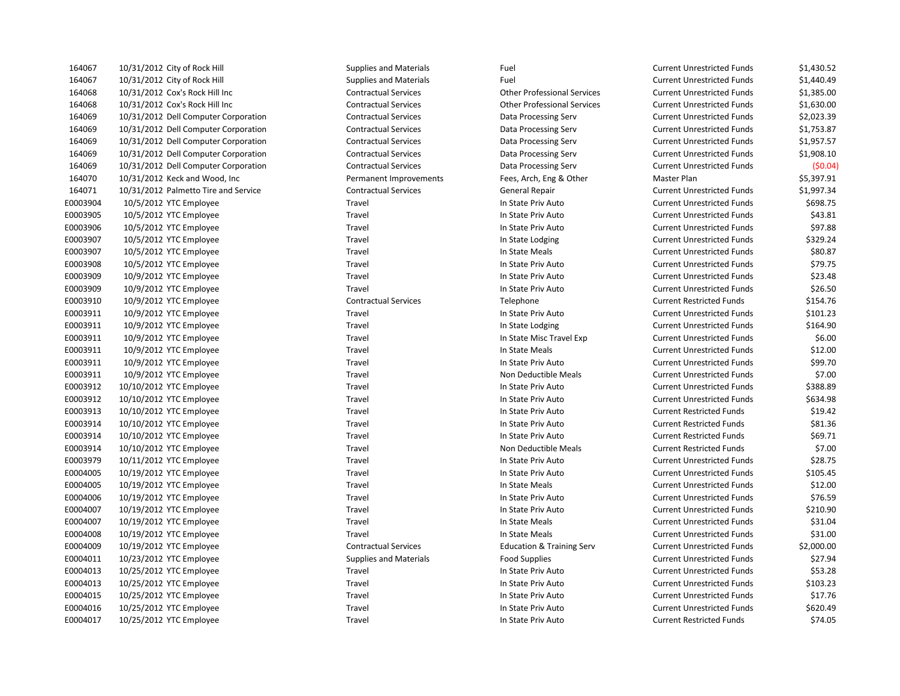| | | | | | | |
|---|---|---|---|---|---|---|
| 164067 | 10/31/2012 | City of Rock Hill | Supplies and Materials | Fuel | Current Unrestricted Funds | $1,430.52 |
| 164067 | 10/31/2012 | City of Rock Hill | Supplies and Materials | Fuel | Current Unrestricted Funds | $1,440.49 |
| 164068 | 10/31/2012 | Cox's Rock Hill Inc | Contractual Services | Other Professional Services | Current Unrestricted Funds | $1,385.00 |
| 164068 | 10/31/2012 | Cox's Rock Hill Inc | Contractual Services | Other Professional Services | Current Unrestricted Funds | $1,630.00 |
| 164069 | 10/31/2012 | Dell Computer Corporation | Contractual Services | Data Processing Serv | Current Unrestricted Funds | $2,023.39 |
| 164069 | 10/31/2012 | Dell Computer Corporation | Contractual Services | Data Processing Serv | Current Unrestricted Funds | $1,753.87 |
| 164069 | 10/31/2012 | Dell Computer Corporation | Contractual Services | Data Processing Serv | Current Unrestricted Funds | $1,957.57 |
| 164069 | 10/31/2012 | Dell Computer Corporation | Contractual Services | Data Processing Serv | Current Unrestricted Funds | $1,908.10 |
| 164069 | 10/31/2012 | Dell Computer Corporation | Contractual Services | Data Processing Serv | Current Unrestricted Funds | ($0.04) |
| 164070 | 10/31/2012 | Keck and Wood, Inc | Permanent Improvements | Fees, Arch, Eng & Other | Master Plan | $5,397.91 |
| 164071 | 10/31/2012 | Palmetto Tire and Service | Contractual Services | General Repair | Current Unrestricted Funds | $1,997.34 |
| E0003904 | 10/5/2012 | YTC Employee | Travel | In State Priv Auto | Current Unrestricted Funds | $698.75 |
| E0003905 | 10/5/2012 | YTC Employee | Travel | In State Priv Auto | Current Unrestricted Funds | $43.81 |
| E0003906 | 10/5/2012 | YTC Employee | Travel | In State Priv Auto | Current Unrestricted Funds | $97.88 |
| E0003907 | 10/5/2012 | YTC Employee | Travel | In State Lodging | Current Unrestricted Funds | $329.24 |
| E0003907 | 10/5/2012 | YTC Employee | Travel | In State Meals | Current Unrestricted Funds | $80.87 |
| E0003908 | 10/5/2012 | YTC Employee | Travel | In State Priv Auto | Current Unrestricted Funds | $79.75 |
| E0003909 | 10/9/2012 | YTC Employee | Travel | In State Priv Auto | Current Unrestricted Funds | $23.48 |
| E0003909 | 10/9/2012 | YTC Employee | Travel | In State Priv Auto | Current Unrestricted Funds | $26.50 |
| E0003910 | 10/9/2012 | YTC Employee | Contractual Services | Telephone | Current Restricted Funds | $154.76 |
| E0003911 | 10/9/2012 | YTC Employee | Travel | In State Priv Auto | Current Unrestricted Funds | $101.23 |
| E0003911 | 10/9/2012 | YTC Employee | Travel | In State Lodging | Current Unrestricted Funds | $164.90 |
| E0003911 | 10/9/2012 | YTC Employee | Travel | In State Misc Travel Exp | Current Unrestricted Funds | $6.00 |
| E0003911 | 10/9/2012 | YTC Employee | Travel | In State Meals | Current Unrestricted Funds | $12.00 |
| E0003911 | 10/9/2012 | YTC Employee | Travel | In State Priv Auto | Current Unrestricted Funds | $99.70 |
| E0003911 | 10/9/2012 | YTC Employee | Travel | Non Deductible Meals | Current Unrestricted Funds | $7.00 |
| E0003912 | 10/10/2012 | YTC Employee | Travel | In State Priv Auto | Current Unrestricted Funds | $388.89 |
| E0003912 | 10/10/2012 | YTC Employee | Travel | In State Priv Auto | Current Unrestricted Funds | $634.98 |
| E0003913 | 10/10/2012 | YTC Employee | Travel | In State Priv Auto | Current Restricted Funds | $19.42 |
| E0003914 | 10/10/2012 | YTC Employee | Travel | In State Priv Auto | Current Restricted Funds | $81.36 |
| E0003914 | 10/10/2012 | YTC Employee | Travel | In State Priv Auto | Current Restricted Funds | $69.71 |
| E0003914 | 10/10/2012 | YTC Employee | Travel | Non Deductible Meals | Current Restricted Funds | $7.00 |
| E0003979 | 10/11/2012 | YTC Employee | Travel | In State Priv Auto | Current Unrestricted Funds | $28.75 |
| E0004005 | 10/19/2012 | YTC Employee | Travel | In State Priv Auto | Current Unrestricted Funds | $105.45 |
| E0004005 | 10/19/2012 | YTC Employee | Travel | In State Meals | Current Unrestricted Funds | $12.00 |
| E0004006 | 10/19/2012 | YTC Employee | Travel | In State Priv Auto | Current Unrestricted Funds | $76.59 |
| E0004007 | 10/19/2012 | YTC Employee | Travel | In State Priv Auto | Current Unrestricted Funds | $210.90 |
| E0004007 | 10/19/2012 | YTC Employee | Travel | In State Meals | Current Unrestricted Funds | $31.04 |
| E0004008 | 10/19/2012 | YTC Employee | Travel | In State Meals | Current Unrestricted Funds | $31.00 |
| E0004009 | 10/19/2012 | YTC Employee | Contractual Services | Education & Training Serv | Current Unrestricted Funds | $2,000.00 |
| E0004011 | 10/23/2012 | YTC Employee | Supplies and Materials | Food Supplies | Current Unrestricted Funds | $27.94 |
| E0004013 | 10/25/2012 | YTC Employee | Travel | In State Priv Auto | Current Unrestricted Funds | $53.28 |
| E0004013 | 10/25/2012 | YTC Employee | Travel | In State Priv Auto | Current Unrestricted Funds | $103.23 |
| E0004015 | 10/25/2012 | YTC Employee | Travel | In State Priv Auto | Current Unrestricted Funds | $17.76 |
| E0004016 | 10/25/2012 | YTC Employee | Travel | In State Priv Auto | Current Unrestricted Funds | $620.49 |
| E0004017 | 10/25/2012 | YTC Employee | Travel | In State Priv Auto | Current Restricted Funds | $74.05 |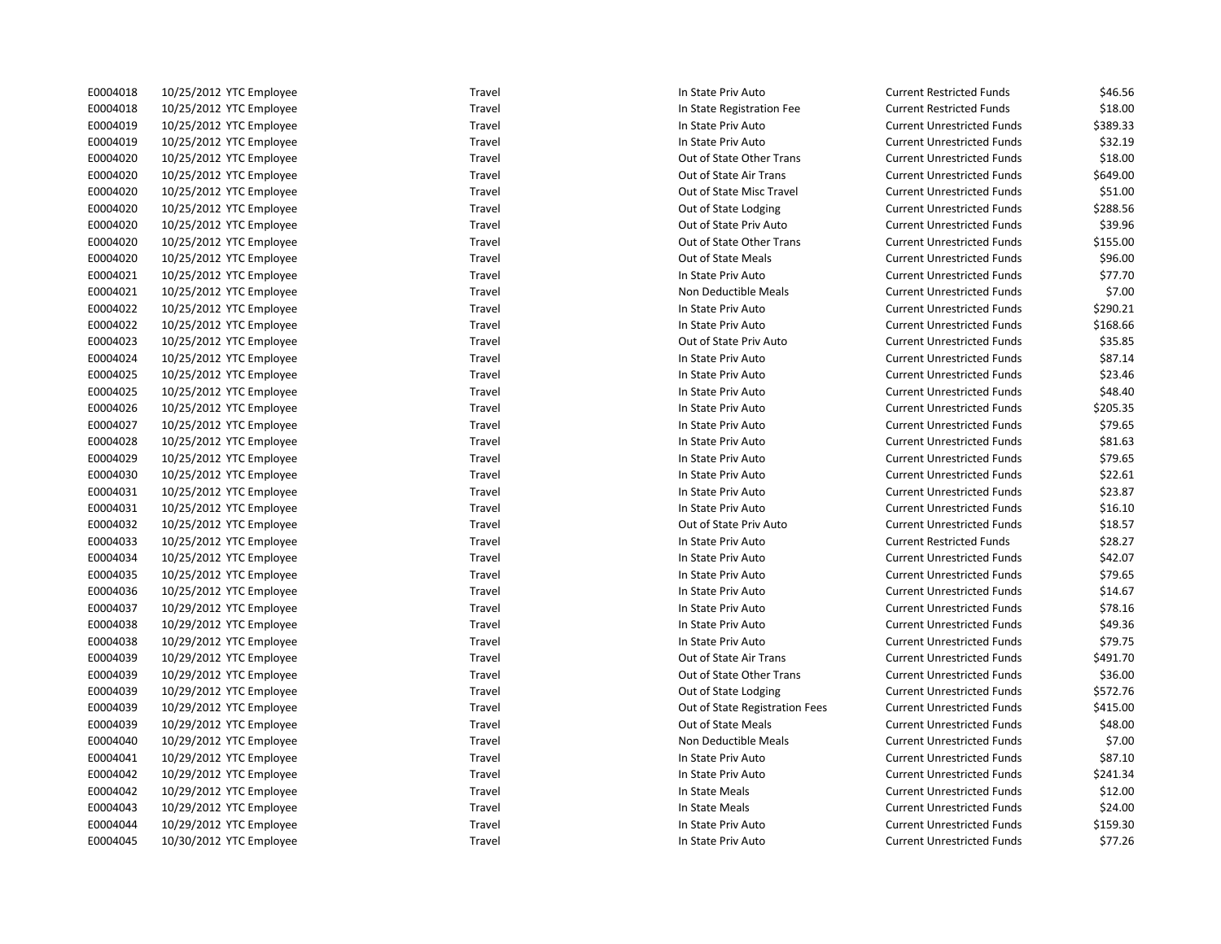| | | | | | | |
|---|---|---|---|---|---|---|
| E0004018 | 10/25/2012 | YTC Employee | Travel | In State Priv Auto | Current Restricted Funds | $46.56 |
| E0004018 | 10/25/2012 | YTC Employee | Travel | In State Registration Fee | Current Restricted Funds | $18.00 |
| E0004019 | 10/25/2012 | YTC Employee | Travel | In State Priv Auto | Current Unrestricted Funds | $389.33 |
| E0004019 | 10/25/2012 | YTC Employee | Travel | In State Priv Auto | Current Unrestricted Funds | $32.19 |
| E0004020 | 10/25/2012 | YTC Employee | Travel | Out of State Other Trans | Current Unrestricted Funds | $18.00 |
| E0004020 | 10/25/2012 | YTC Employee | Travel | Out of State Air Trans | Current Unrestricted Funds | $649.00 |
| E0004020 | 10/25/2012 | YTC Employee | Travel | Out of State Misc Travel | Current Unrestricted Funds | $51.00 |
| E0004020 | 10/25/2012 | YTC Employee | Travel | Out of State Lodging | Current Unrestricted Funds | $288.56 |
| E0004020 | 10/25/2012 | YTC Employee | Travel | Out of State Priv Auto | Current Unrestricted Funds | $39.96 |
| E0004020 | 10/25/2012 | YTC Employee | Travel | Out of State Other Trans | Current Unrestricted Funds | $155.00 |
| E0004020 | 10/25/2012 | YTC Employee | Travel | Out of State Meals | Current Unrestricted Funds | $96.00 |
| E0004021 | 10/25/2012 | YTC Employee | Travel | In State Priv Auto | Current Unrestricted Funds | $77.70 |
| E0004021 | 10/25/2012 | YTC Employee | Travel | Non Deductible Meals | Current Unrestricted Funds | $7.00 |
| E0004022 | 10/25/2012 | YTC Employee | Travel | In State Priv Auto | Current Unrestricted Funds | $290.21 |
| E0004022 | 10/25/2012 | YTC Employee | Travel | In State Priv Auto | Current Unrestricted Funds | $168.66 |
| E0004023 | 10/25/2012 | YTC Employee | Travel | Out of State Priv Auto | Current Unrestricted Funds | $35.85 |
| E0004024 | 10/25/2012 | YTC Employee | Travel | In State Priv Auto | Current Unrestricted Funds | $87.14 |
| E0004025 | 10/25/2012 | YTC Employee | Travel | In State Priv Auto | Current Unrestricted Funds | $23.46 |
| E0004025 | 10/25/2012 | YTC Employee | Travel | In State Priv Auto | Current Unrestricted Funds | $48.40 |
| E0004026 | 10/25/2012 | YTC Employee | Travel | In State Priv Auto | Current Unrestricted Funds | $205.35 |
| E0004027 | 10/25/2012 | YTC Employee | Travel | In State Priv Auto | Current Unrestricted Funds | $79.65 |
| E0004028 | 10/25/2012 | YTC Employee | Travel | In State Priv Auto | Current Unrestricted Funds | $81.63 |
| E0004029 | 10/25/2012 | YTC Employee | Travel | In State Priv Auto | Current Unrestricted Funds | $79.65 |
| E0004030 | 10/25/2012 | YTC Employee | Travel | In State Priv Auto | Current Unrestricted Funds | $22.61 |
| E0004031 | 10/25/2012 | YTC Employee | Travel | In State Priv Auto | Current Unrestricted Funds | $23.87 |
| E0004031 | 10/25/2012 | YTC Employee | Travel | In State Priv Auto | Current Unrestricted Funds | $16.10 |
| E0004032 | 10/25/2012 | YTC Employee | Travel | Out of State Priv Auto | Current Unrestricted Funds | $18.57 |
| E0004033 | 10/25/2012 | YTC Employee | Travel | In State Priv Auto | Current Restricted Funds | $28.27 |
| E0004034 | 10/25/2012 | YTC Employee | Travel | In State Priv Auto | Current Unrestricted Funds | $42.07 |
| E0004035 | 10/25/2012 | YTC Employee | Travel | In State Priv Auto | Current Unrestricted Funds | $79.65 |
| E0004036 | 10/25/2012 | YTC Employee | Travel | In State Priv Auto | Current Unrestricted Funds | $14.67 |
| E0004037 | 10/29/2012 | YTC Employee | Travel | In State Priv Auto | Current Unrestricted Funds | $78.16 |
| E0004038 | 10/29/2012 | YTC Employee | Travel | In State Priv Auto | Current Unrestricted Funds | $49.36 |
| E0004038 | 10/29/2012 | YTC Employee | Travel | In State Priv Auto | Current Unrestricted Funds | $79.75 |
| E0004039 | 10/29/2012 | YTC Employee | Travel | Out of State Air Trans | Current Unrestricted Funds | $491.70 |
| E0004039 | 10/29/2012 | YTC Employee | Travel | Out of State Other Trans | Current Unrestricted Funds | $36.00 |
| E0004039 | 10/29/2012 | YTC Employee | Travel | Out of State Lodging | Current Unrestricted Funds | $572.76 |
| E0004039 | 10/29/2012 | YTC Employee | Travel | Out of State Registration Fees | Current Unrestricted Funds | $415.00 |
| E0004039 | 10/29/2012 | YTC Employee | Travel | Out of State Meals | Current Unrestricted Funds | $48.00 |
| E0004040 | 10/29/2012 | YTC Employee | Travel | Non Deductible Meals | Current Unrestricted Funds | $7.00 |
| E0004041 | 10/29/2012 | YTC Employee | Travel | In State Priv Auto | Current Unrestricted Funds | $87.10 |
| E0004042 | 10/29/2012 | YTC Employee | Travel | In State Priv Auto | Current Unrestricted Funds | $241.34 |
| E0004042 | 10/29/2012 | YTC Employee | Travel | In State Meals | Current Unrestricted Funds | $12.00 |
| E0004043 | 10/29/2012 | YTC Employee | Travel | In State Meals | Current Unrestricted Funds | $24.00 |
| E0004044 | 10/29/2012 | YTC Employee | Travel | In State Priv Auto | Current Unrestricted Funds | $159.30 |
| E0004045 | 10/30/2012 | YTC Employee | Travel | In State Priv Auto | Current Unrestricted Funds | $77.26 |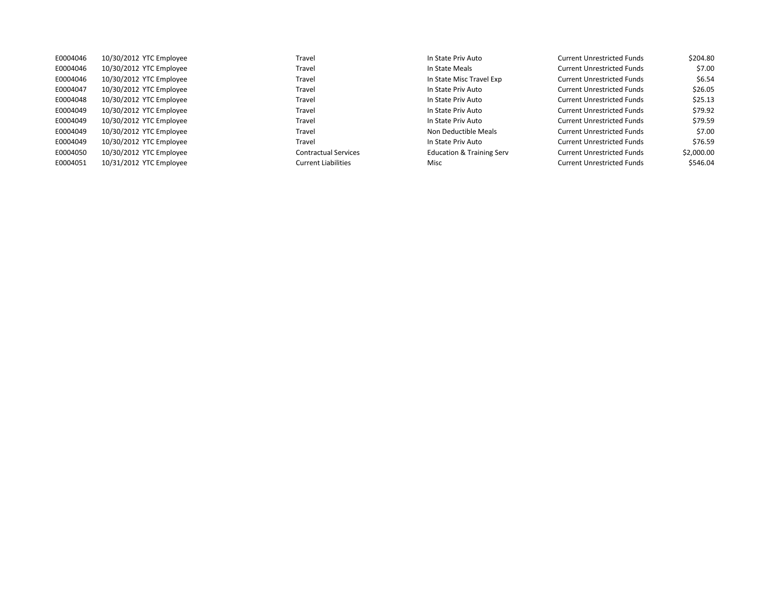| | | | | | | |
|---|---|---|---|---|---|---|
| E0004046 | 10/30/2012 | YTC Employee | Travel | In State Priv Auto | Current Unrestricted Funds | $204.80 |
| E0004046 | 10/30/2012 | YTC Employee | Travel | In State Meals | Current Unrestricted Funds | $7.00 |
| E0004046 | 10/30/2012 | YTC Employee | Travel | In State Misc Travel Exp | Current Unrestricted Funds | $6.54 |
| E0004047 | 10/30/2012 | YTC Employee | Travel | In State Priv Auto | Current Unrestricted Funds | $26.05 |
| E0004048 | 10/30/2012 | YTC Employee | Travel | In State Priv Auto | Current Unrestricted Funds | $25.13 |
| E0004049 | 10/30/2012 | YTC Employee | Travel | In State Priv Auto | Current Unrestricted Funds | $79.92 |
| E0004049 | 10/30/2012 | YTC Employee | Travel | In State Priv Auto | Current Unrestricted Funds | $79.59 |
| E0004049 | 10/30/2012 | YTC Employee | Travel | Non Deductible Meals | Current Unrestricted Funds | $7.00 |
| E0004049 | 10/30/2012 | YTC Employee | Travel | In State Priv Auto | Current Unrestricted Funds | $76.59 |
| E0004050 | 10/30/2012 | YTC Employee | Contractual Services | Education & Training Serv | Current Unrestricted Funds | $2,000.00 |
| E0004051 | 10/31/2012 | YTC Employee | Current Liabilities | Misc | Current Unrestricted Funds | $546.04 |